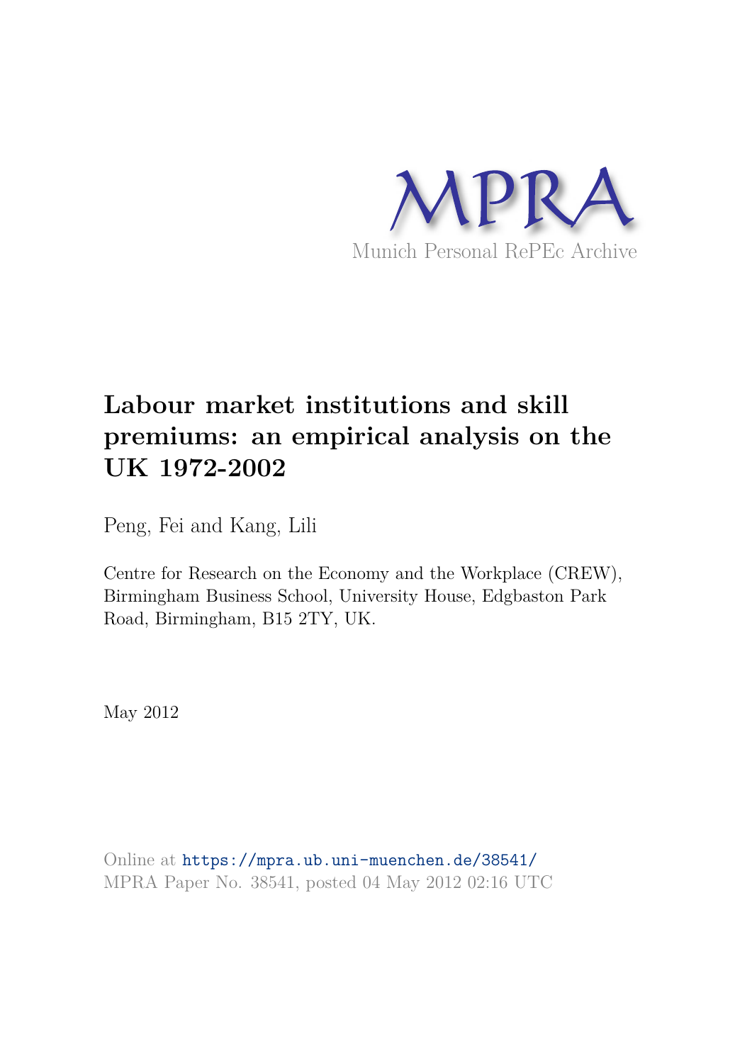MPRA

Munich Personal RePEc Archive

# Labour market institutions and skill premiums: an empirical analysis on the UK 1972-2002

Peng, Fei and Kang, Lili

Centre for Research on the Economy and the Workplace (CREW), Birmingham Business School, University House, Edgbaston Park Road, Birmingham, B15 2TY, UK.

May 2012

Online at https://mpra.ub.uni-muenchen.de/38541/
MPRA Paper No. 38541, posted 04 May 2012 02:16 UTC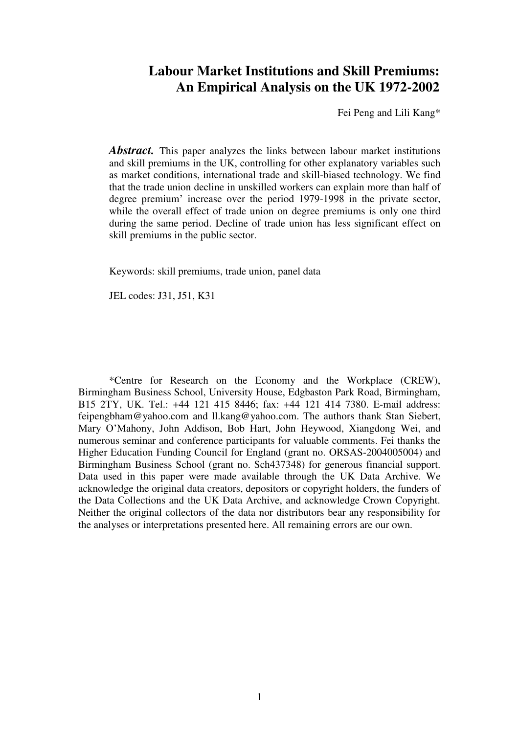# Labour Market Institutions and Skill Premiums: An Empirical Analysis on the UK 1972-2002

Fei Peng and Lili Kang*

***Abstract.*** This paper analyzes the links between labour market institutions and skill premiums in the UK, controlling for other explanatory variables such as market conditions, international trade and skill-biased technology. We find that the trade union decline in unskilled workers can explain more than half of degree premium' increase over the period 1979-1998 in the private sector, while the overall effect of trade union on degree premiums is only one third during the same period. Decline of trade union has less significant effect on skill premiums in the public sector.

Keywords: skill premiums, trade union, panel data

JEL codes: J31, J51, K31

*Centre for Research on the Economy and the Workplace (CREW), Birmingham Business School, University House, Edgbaston Park Road, Birmingham, B15 2TY, UK. Tel.: +44 121 415 8446; fax: +44 121 414 7380. E-mail address: feipengbham@yahoo.com and ll.kang@yahoo.com. The authors thank Stan Siebert, Mary O'Mahony, John Addison, Bob Hart, John Heywood, Xiangdong Wei, and numerous seminar and conference participants for valuable comments. Fei thanks the Higher Education Funding Council for England (grant no. ORSAS-2004005004) and Birmingham Business School (grant no. Sch437348) for generous financial support. Data used in this paper were made available through the UK Data Archive. We acknowledge the original data creators, depositors or copyright holders, the funders of the Data Collections and the UK Data Archive, and acknowledge Crown Copyright. Neither the original collectors of the data nor distributors bear any responsibility for the analyses or interpretations presented here. All remaining errors are our own.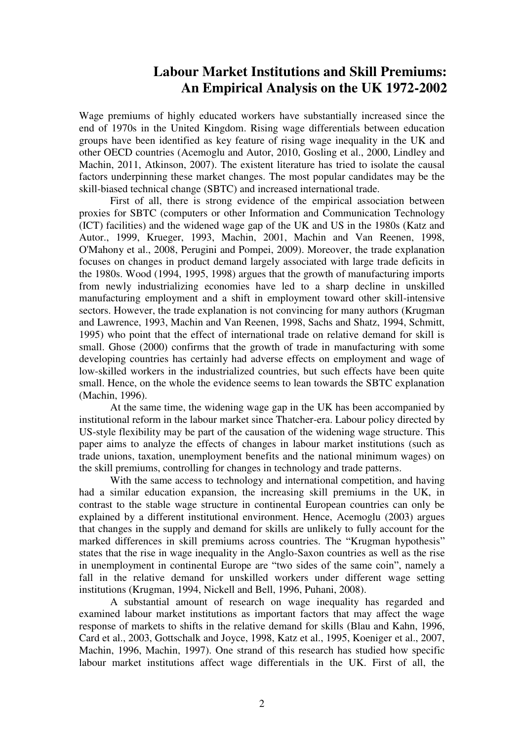# Labour Market Institutions and Skill Premiums: An Empirical Analysis on the UK 1972-2002

Wage premiums of highly educated workers have substantially increased since the end of 1970s in the United Kingdom. Rising wage differentials between education groups have been identified as key feature of rising wage inequality in the UK and other OECD countries (Acemoglu and Autor, 2010, Gosling et al., 2000, Lindley and Machin, 2011, Atkinson, 2007). The existent literature has tried to isolate the causal factors underpinning these market changes. The most popular candidates may be the skill-biased technical change (SBTC) and increased international trade.

First of all, there is strong evidence of the empirical association between proxies for SBTC (computers or other Information and Communication Technology (ICT) facilities) and the widened wage gap of the UK and US in the 1980s (Katz and Autor., 1999, Krueger, 1993, Machin, 2001, Machin and Van Reenen, 1998, O'Mahony et al., 2008, Perugini and Pompei, 2009). Moreover, the trade explanation focuses on changes in product demand largely associated with large trade deficits in the 1980s. Wood (1994, 1995, 1998) argues that the growth of manufacturing imports from newly industrializing economies have led to a sharp decline in unskilled manufacturing employment and a shift in employment toward other skill-intensive sectors. However, the trade explanation is not convincing for many authors (Krugman and Lawrence, 1993, Machin and Van Reenen, 1998, Sachs and Shatz, 1994, Schmitt, 1995) who point that the effect of international trade on relative demand for skill is small. Ghose (2000) confirms that the growth of trade in manufacturing with some developing countries has certainly had adverse effects on employment and wage of low-skilled workers in the industrialized countries, but such effects have been quite small. Hence, on the whole the evidence seems to lean towards the SBTC explanation (Machin, 1996).

At the same time, the widening wage gap in the UK has been accompanied by institutional reform in the labour market since Thatcher-era. Labour policy directed by US-style flexibility may be part of the causation of the widening wage structure. This paper aims to analyze the effects of changes in labour market institutions (such as trade unions, taxation, unemployment benefits and the national minimum wages) on the skill premiums, controlling for changes in technology and trade patterns.

With the same access to technology and international competition, and having had a similar education expansion, the increasing skill premiums in the UK, in contrast to the stable wage structure in continental European countries can only be explained by a different institutional environment. Hence, Acemoglu (2003) argues that changes in the supply and demand for skills are unlikely to fully account for the marked differences in skill premiums across countries. The "Krugman hypothesis" states that the rise in wage inequality in the Anglo-Saxon countries as well as the rise in unemployment in continental Europe are "two sides of the same coin", namely a fall in the relative demand for unskilled workers under different wage setting institutions (Krugman, 1994, Nickell and Bell, 1996, Puhani, 2008).

A substantial amount of research on wage inequality has regarded and examined labour market institutions as important factors that may affect the wage response of markets to shifts in the relative demand for skills (Blau and Kahn, 1996, Card et al., 2003, Gottschalk and Joyce, 1998, Katz et al., 1995, Koeniger et al., 2007, Machin, 1996, Machin, 1997). One strand of this research has studied how specific labour market institutions affect wage differentials in the UK. First of all, the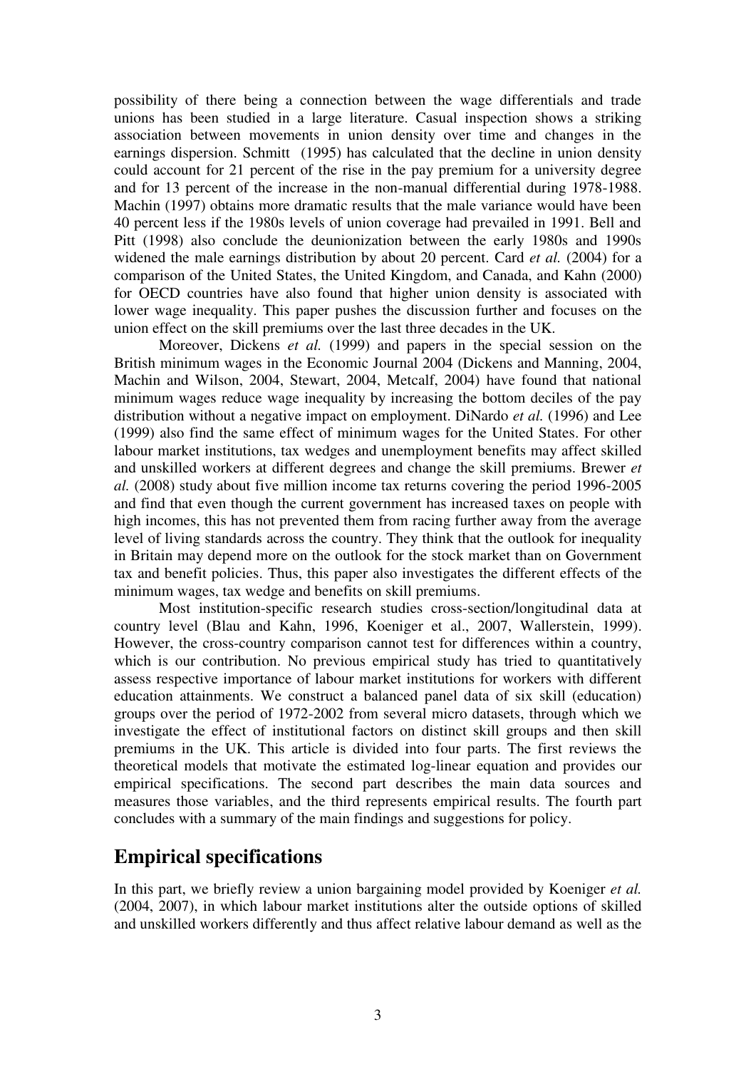possibility of there being a connection between the wage differentials and trade unions has been studied in a large literature. Casual inspection shows a striking association between movements in union density over time and changes in the earnings dispersion. Schmitt (1995) has calculated that the decline in union density could account for 21 percent of the rise in the pay premium for a university degree and for 13 percent of the increase in the non-manual differential during 1978-1988. Machin (1997) obtains more dramatic results that the male variance would have been 40 percent less if the 1980s levels of union coverage had prevailed in 1991. Bell and Pitt (1998) also conclude the deunionization between the early 1980s and 1990s widened the male earnings distribution by about 20 percent. Card *et al.* (2004) for a comparison of the United States, the United Kingdom, and Canada, and Kahn (2000) for OECD countries have also found that higher union density is associated with lower wage inequality. This paper pushes the discussion further and focuses on the union effect on the skill premiums over the last three decades in the UK.

Moreover, Dickens *et al.* (1999) and papers in the special session on the British minimum wages in the Economic Journal 2004 (Dickens and Manning, 2004, Machin and Wilson, 2004, Stewart, 2004, Metcalf, 2004) have found that national minimum wages reduce wage inequality by increasing the bottom deciles of the pay distribution without a negative impact on employment. DiNardo *et al.* (1996) and Lee (1999) also find the same effect of minimum wages for the United States. For other labour market institutions, tax wedges and unemployment benefits may affect skilled and unskilled workers at different degrees and change the skill premiums. Brewer *et al.* (2008) study about five million income tax returns covering the period 1996-2005 and find that even though the current government has increased taxes on people with high incomes, this has not prevented them from racing further away from the average level of living standards across the country. They think that the outlook for inequality in Britain may depend more on the outlook for the stock market than on Government tax and benefit policies. Thus, this paper also investigates the different effects of the minimum wages, tax wedge and benefits on skill premiums.

Most institution-specific research studies cross-section/longitudinal data at country level (Blau and Kahn, 1996, Koeniger et al., 2007, Wallerstein, 1999). However, the cross-country comparison cannot test for differences within a country, which is our contribution. No previous empirical study has tried to quantitatively assess respective importance of labour market institutions for workers with different education attainments. We construct a balanced panel data of six skill (education) groups over the period of 1972-2002 from several micro datasets, through which we investigate the effect of institutional factors on distinct skill groups and then skill premiums in the UK. This article is divided into four parts. The first reviews the theoretical models that motivate the estimated log-linear equation and provides our empirical specifications. The second part describes the main data sources and measures those variables, and the third represents empirical results. The fourth part concludes with a summary of the main findings and suggestions for policy.

## Empirical specifications

In this part, we briefly review a union bargaining model provided by Koeniger *et al.* (2004, 2007), in which labour market institutions alter the outside options of skilled and unskilled workers differently and thus affect relative labour demand as well as the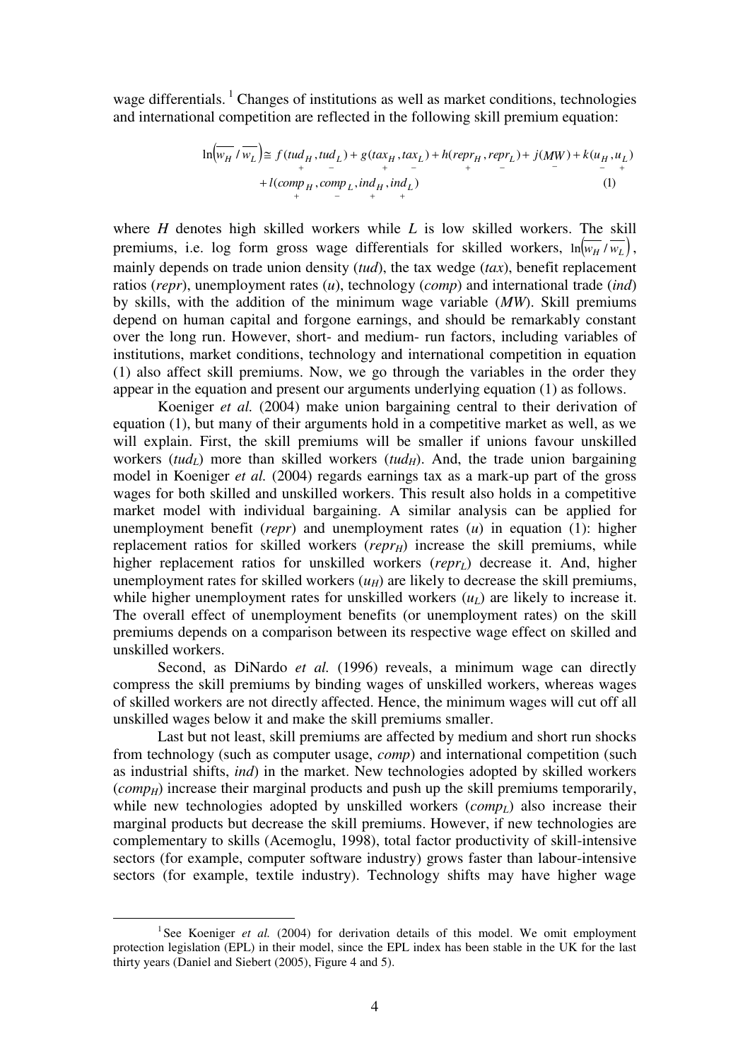wage differentials. [1] Changes of institutions as well as market conditions, technologies and international competition are reflected in the following skill premium equation:

$$\ln\left(\overline{w_H}/\overline{w_L}\right) \cong f(\underset{+}{tud_H}, \underset{-}{tud_L}) + g(\underset{+}{tax_H}, \underset{-}{tax_L}) + h(\underset{+}{repr_H}, \underset{-}{repr_L}) + j(\underset{-}{MW}) + k(\underset{-}{u_H}, \underset{+}{u_L})$$
$$+ l(\underset{+}{comp_H}, \underset{-}{comp_L}, \underset{+}{ind_H}, \underset{+}{ind_L}) \qquad (1)$$

where *H* denotes high skilled workers while *L* is low skilled workers. The skill premiums, i.e. log form gross wage differentials for skilled workers, $\ln\left(\overline{w_H}/\overline{w_L}\right)$, mainly depends on trade union density (*tud*), the tax wedge (*tax*), benefit replacement ratios (*repr*), unemployment rates (*u*), technology (*comp*) and international trade (*ind*) by skills, with the addition of the minimum wage variable (*MW*). Skill premiums depend on human capital and forgone earnings, and should be remarkably constant over the long run. However, short- and medium- run factors, including variables of institutions, market conditions, technology and international competition in equation (1) also affect skill premiums. Now, we go through the variables in the order they appear in the equation and present our arguments underlying equation (1) as follows.

Koeniger *et al.* (2004) make union bargaining central to their derivation of equation (1), but many of their arguments hold in a competitive market as well, as we will explain. First, the skill premiums will be smaller if unions favour unskilled workers ($tud_L$) more than skilled workers ($tud_H$). And, the trade union bargaining model in Koeniger *et al.* (2004) regards earnings tax as a mark-up part of the gross wages for both skilled and unskilled workers. This result also holds in a competitive market model with individual bargaining. A similar analysis can be applied for unemployment benefit (*repr*) and unemployment rates (*u*) in equation (1): higher replacement ratios for skilled workers ($repr_H$) increase the skill premiums, while higher replacement ratios for unskilled workers ($repr_L$) decrease it. And, higher unemployment rates for skilled workers ($u_H$) are likely to decrease the skill premiums, while higher unemployment rates for unskilled workers ($u_L$) are likely to increase it. The overall effect of unemployment benefits (or unemployment rates) on the skill premiums depends on a comparison between its respective wage effect on skilled and unskilled workers.

Second, as DiNardo *et al.* (1996) reveals, a minimum wage can directly compress the skill premiums by binding wages of unskilled workers, whereas wages of skilled workers are not directly affected. Hence, the minimum wages will cut off all unskilled wages below it and make the skill premiums smaller.

Last but not least, skill premiums are affected by medium and short run shocks from technology (such as computer usage, *comp*) and international competition (such as industrial shifts, *ind*) in the market. New technologies adopted by skilled workers ($comp_H$) increase their marginal products and push up the skill premiums temporarily, while new technologies adopted by unskilled workers ($comp_L$) also increase their marginal products but decrease the skill premiums. However, if new technologies are complementary to skills (Acemoglu, 1998), total factor productivity of skill-intensive sectors (for example, computer software industry) grows faster than labour-intensive sectors (for example, textile industry). Technology shifts may have higher wage

---

[1] See Koeniger *et al.* (2004) for derivation details of this model. We omit employment protection legislation (EPL) in their model, since the EPL index has been stable in the UK for the last thirty years (Daniel and Siebert (2005), Figure 4 and 5).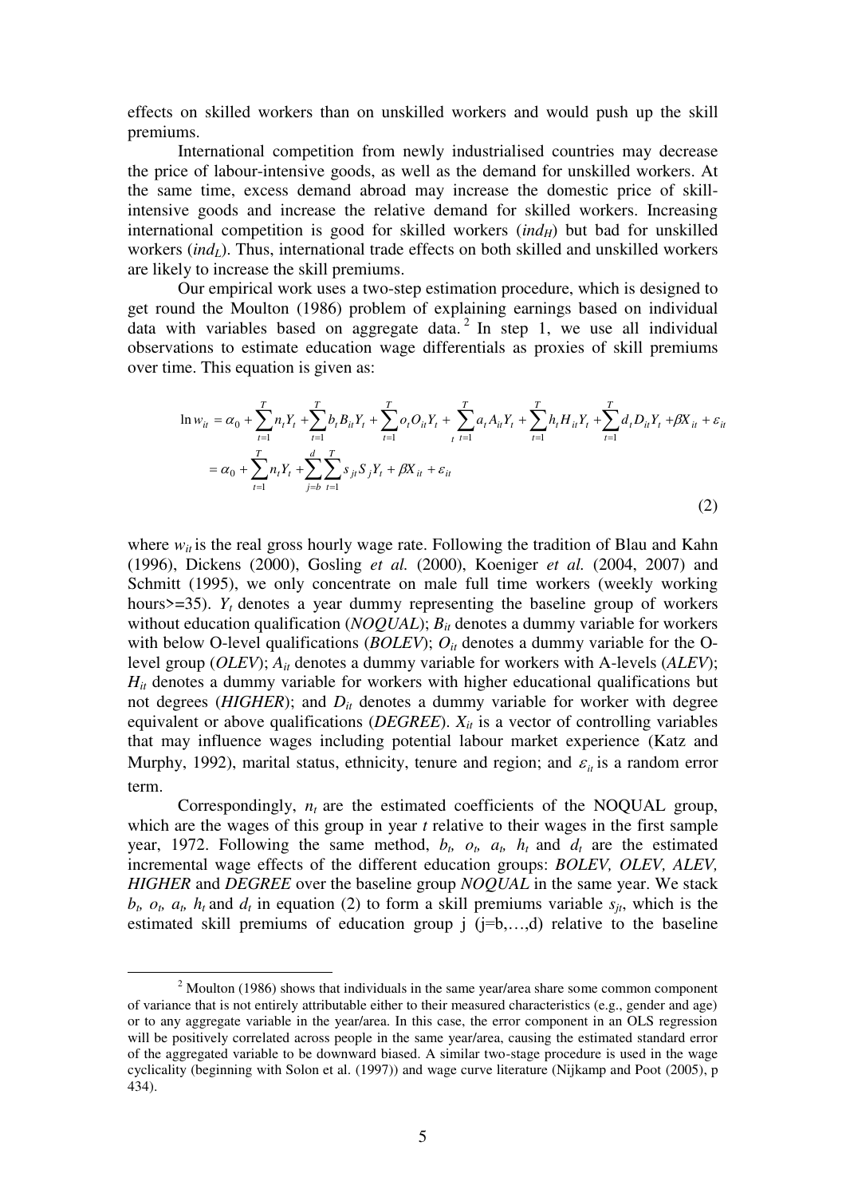effects on skilled workers than on unskilled workers and would push up the skill premiums.

International competition from newly industrialised countries may decrease the price of labour-intensive goods, as well as the demand for unskilled workers. At the same time, excess demand abroad may increase the domestic price of skill-intensive goods and increase the relative demand for skilled workers. Increasing international competition is good for skilled workers ($ind_H$) but bad for unskilled workers ($ind_L$). Thus, international trade effects on both skilled and unskilled workers are likely to increase the skill premiums.

Our empirical work uses a two-step estimation procedure, which is designed to get round the Moulton (1986) problem of explaining earnings based on individual data with variables based on aggregate data.[2] In step 1, we use all individual observations to estimate education wage differentials as proxies of skill premiums over time. This equation is given as:

$$
\begin{aligned}
\ln w_{it} &= \alpha_0 + \sum_{t=1}^{T} n_t Y_t + \sum_{t=1}^{T} b_t B_{it} Y_t + \sum_{t=1}^{T} o_t O_{it} Y_t + \sum_{t=1}^{T} a_t A_{it} Y_t + \sum_{t=1}^{T} h_t H_{it} Y_t + \sum_{t=1}^{T} d_t D_{it} Y_t + \beta X_{it} + \varepsilon_{it} \\
&= \alpha_0 + \sum_{t=1}^{T} n_t Y_t + \sum_{j=b}^{d} \sum_{t=1}^{T} s_{jt} S_j Y_t + \beta X_{it} + \varepsilon_{it}
\end{aligned}
\tag{2}
$$

where $w_{it}$ is the real gross hourly wage rate. Following the tradition of Blau and Kahn (1996), Dickens (2000), Gosling *et al.* (2000), Koeniger *et al.* (2004, 2007) and Schmitt (1995), we only concentrate on male full time workers (weekly working hours>=35). $Y_t$ denotes a year dummy representing the baseline group of workers without education qualification (*NOQUAL*); $B_{it}$ denotes a dummy variable for workers with below O-level qualifications (*BOLEV*); $O_{it}$ denotes a dummy variable for the O-level group (*OLEV*); $A_{it}$ denotes a dummy variable for workers with A-levels (*ALEV*); $H_{it}$ denotes a dummy variable for workers with higher educational qualifications but not degrees (*HIGHER*); and $D_{it}$ denotes a dummy variable for worker with degree equivalent or above qualifications (*DEGREE*). $X_{it}$ is a vector of controlling variables that may influence wages including potential labour market experience (Katz and Murphy, 1992), marital status, ethnicity, tenure and region; and $\varepsilon_{it}$ is a random error term.

Correspondingly, $n_t$ are the estimated coefficients of the NOQUAL group, which are the wages of this group in year $t$ relative to their wages in the first sample year, 1972. Following the same method, $b_t$, $o_t$, $a_t$, $h_t$ and $d_t$ are the estimated incremental wage effects of the different education groups: *BOLEV, OLEV, ALEV, HIGHER* and *DEGREE* over the baseline group *NOQUAL* in the same year. We stack $b_t$, $o_t$, $a_t$, $h_t$ and $d_t$ in equation (2) to form a skill premiums variable $s_{jt}$, which is the estimated skill premiums of education group j (j=b,…,d) relative to the baseline

---

[2] Moulton (1986) shows that individuals in the same year/area share some common component of variance that is not entirely attributable either to their measured characteristics (e.g., gender and age) or to any aggregate variable in the year/area. In this case, the error component in an OLS regression will be positively correlated across people in the same year/area, causing the estimated standard error of the aggregated variable to be downward biased. A similar two-stage procedure is used in the wage cyclicality (beginning with Solon et al. (1997)) and wage curve literature (Nijkamp and Poot (2005), p 434).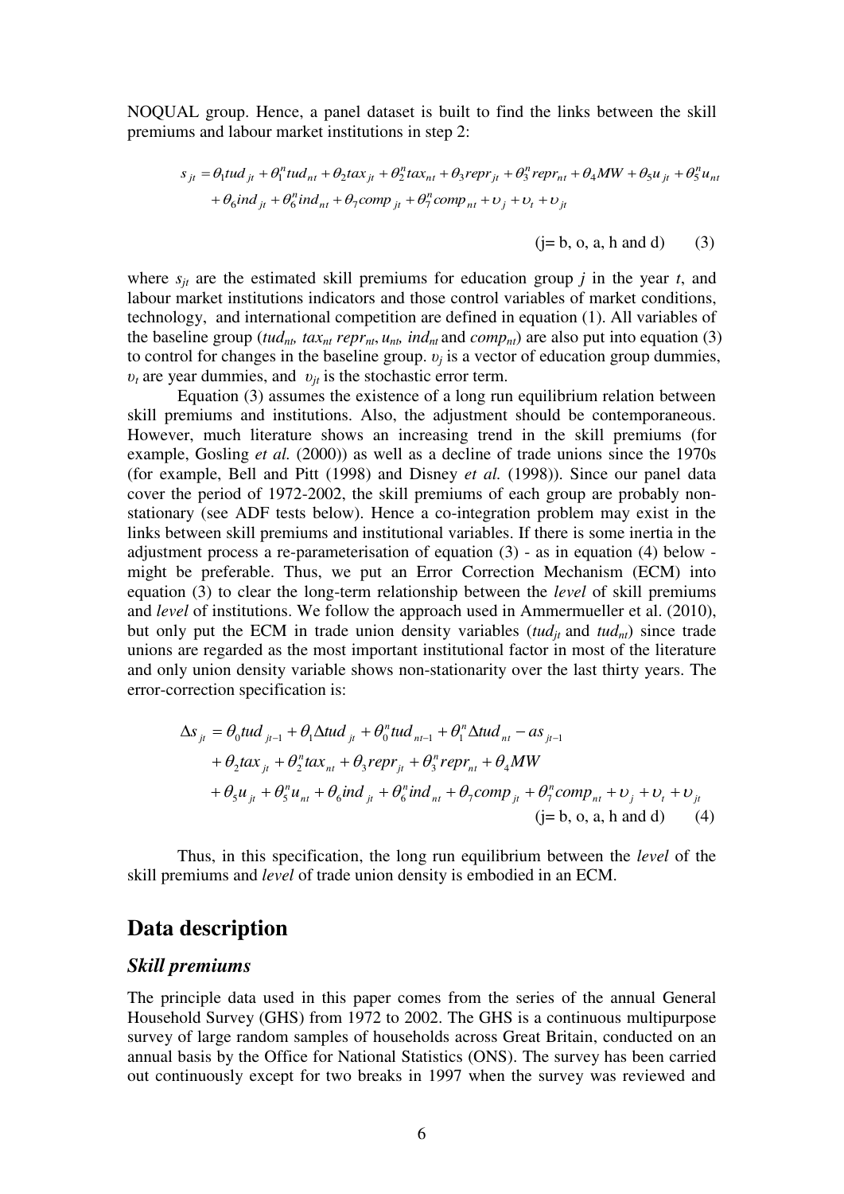NOQUAL group. Hence, a panel dataset is built to find the links between the skill premiums and labour market institutions in step 2:

$$
\begin{aligned}
s_{jt} = {} & \theta_1 tud_{jt} + \theta_1^n tud_{nt} + \theta_2 tax_{jt} + \theta_2^n tax_{nt} + \theta_3 repr_{jt} + \theta_3^n repr_{nt} + \theta_4 MW + \theta_5 u_{jt} + \theta_5^n u_{nt} \\
& + \theta_6 ind_{jt} + \theta_6^n ind_{nt} + \theta_7 comp_{jt} + \theta_7^n comp_{nt} + \upsilon_j + \upsilon_t + \upsilon_{jt}
\end{aligned}
$$

(j= b, o, a, h and d) (3)

where $s_{jt}$ are the estimated skill premiums for education group $j$ in the year $t$, and labour market institutions indicators and those control variables of market conditions, technology, and international competition are defined in equation (1). All variables of the baseline group ($tud_{nt}$, $tax_{nt}$ $repr_{nt}$, $u_{nt}$, $ind_{nt}$ and $comp_{nt}$) are also put into equation (3) to control for changes in the baseline group. $\upsilon_j$ is a vector of education group dummies, $\upsilon_t$ are year dummies, and $\upsilon_{jt}$ is the stochastic error term.

Equation (3) assumes the existence of a long run equilibrium relation between skill premiums and institutions. Also, the adjustment should be contemporaneous. However, much literature shows an increasing trend in the skill premiums (for example, Gosling *et al.* (2000)) as well as a decline of trade unions since the 1970s (for example, Bell and Pitt (1998) and Disney *et al.* (1998)). Since our panel data cover the period of 1972-2002, the skill premiums of each group are probably non-stationary (see ADF tests below). Hence a co-integration problem may exist in the links between skill premiums and institutional variables. If there is some inertia in the adjustment process a re-parameterisation of equation (3) - as in equation (4) below - might be preferable. Thus, we put an Error Correction Mechanism (ECM) into equation (3) to clear the long-term relationship between the *level* of skill premiums and *level* of institutions. We follow the approach used in Ammermueller et al. (2010), but only put the ECM in trade union density variables ($tud_{jt}$ and $tud_{nt}$) since trade unions are regarded as the most important institutional factor in most of the literature and only union density variable shows non-stationarity over the last thirty years. The error-correction specification is:

$$
\begin{aligned}
\Delta s_{jt} = {} & \theta_0 tud_{jt-1} + \theta_1 \Delta tud_{jt} + \theta_0^n tud_{nt-1} + \theta_1^n \Delta tud_{nt} - as_{jt-1} \\
& + \theta_2 tax_{jt} + \theta_2^n tax_{nt} + \theta_3 repr_{jt} + \theta_3^n repr_{nt} + \theta_4 MW \\
& + \theta_5 u_{jt} + \theta_5^n u_{nt} + \theta_6 ind_{jt} + \theta_6^n ind_{nt} + \theta_7 comp_{jt} + \theta_7^n comp_{nt} + \upsilon_j + \upsilon_t + \upsilon_{jt}
\end{aligned}
$$

(j= b, o, a, h and d) (4)

Thus, in this specification, the long run equilibrium between the *level* of the skill premiums and *level* of trade union density is embodied in an ECM.

## Data description

### *Skill premiums*

The principle data used in this paper comes from the series of the annual General Household Survey (GHS) from 1972 to 2002. The GHS is a continuous multipurpose survey of large random samples of households across Great Britain, conducted on an annual basis by the Office for National Statistics (ONS). The survey has been carried out continuously except for two breaks in 1997 when the survey was reviewed and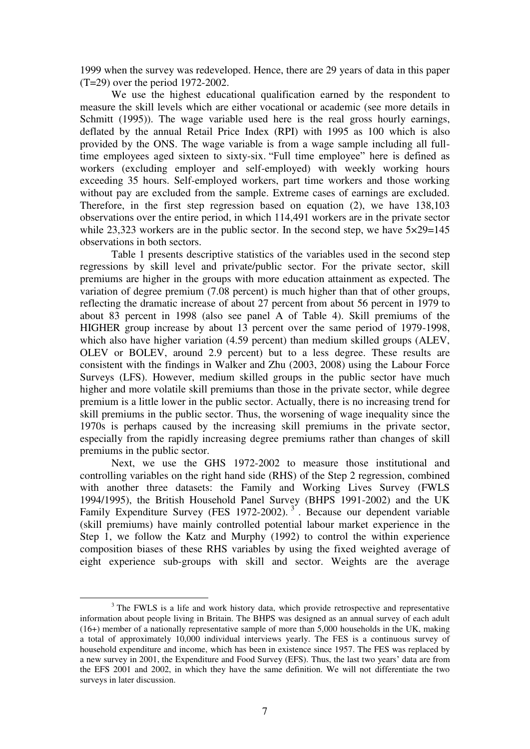1999 when the survey was redeveloped. Hence, there are 29 years of data in this paper (T=29) over the period 1972-2002.

We use the highest educational qualification earned by the respondent to measure the skill levels which are either vocational or academic (see more details in Schmitt (1995)). The wage variable used here is the real gross hourly earnings, deflated by the annual Retail Price Index (RPI) with 1995 as 100 which is also provided by the ONS. The wage variable is from a wage sample including all full-time employees aged sixteen to sixty-six. "Full time employee" here is defined as workers (excluding employer and self-employed) with weekly working hours exceeding 35 hours. Self-employed workers, part time workers and those working without pay are excluded from the sample. Extreme cases of earnings are excluded. Therefore, in the first step regression based on equation (2), we have 138,103 observations over the entire period, in which 114,491 workers are in the private sector while 23,323 workers are in the public sector. In the second step, we have $5 \times 29 = 145$ observations in both sectors.

Table 1 presents descriptive statistics of the variables used in the second step regressions by skill level and private/public sector. For the private sector, skill premiums are higher in the groups with more education attainment as expected. The variation of degree premium (7.08 percent) is much higher than that of other groups, reflecting the dramatic increase of about 27 percent from about 56 percent in 1979 to about 83 percent in 1998 (also see panel A of Table 4). Skill premiums of the HIGHER group increase by about 13 percent over the same period of 1979-1998, which also have higher variation (4.59 percent) than medium skilled groups (ALEV, OLEV or BOLEV, around 2.9 percent) but to a less degree. These results are consistent with the findings in Walker and Zhu (2003, 2008) using the Labour Force Surveys (LFS). However, medium skilled groups in the public sector have much higher and more volatile skill premiums than those in the private sector, while degree premium is a little lower in the public sector. Actually, there is no increasing trend for skill premiums in the public sector. Thus, the worsening of wage inequality since the 1970s is perhaps caused by the increasing skill premiums in the private sector, especially from the rapidly increasing degree premiums rather than changes of skill premiums in the public sector.

Next, we use the GHS 1972-2002 to measure those institutional and controlling variables on the right hand side (RHS) of the Step 2 regression, combined with another three datasets: the Family and Working Lives Survey (FWLS 1994/1995), the British Household Panel Survey (BHPS 1991-2002) and the UK Family Expenditure Survey (FES 1972-2002). [3] . Because our dependent variable (skill premiums) have mainly controlled potential labour market experience in the Step 1, we follow the Katz and Murphy (1992) to control the within experience composition biases of these RHS variables by using the fixed weighted average of eight experience sub-groups with skill and sector. Weights are the average

[3] The FWLS is a life and work history data, which provide retrospective and representative information about people living in Britain. The BHPS was designed as an annual survey of each adult (16+) member of a nationally representative sample of more than 5,000 households in the UK, making a total of approximately 10,000 individual interviews yearly. The FES is a continuous survey of household expenditure and income, which has been in existence since 1957. The FES was replaced by a new survey in 2001, the Expenditure and Food Survey (EFS). Thus, the last two years' data are from the EFS 2001 and 2002, in which they have the same definition. We will not differentiate the two surveys in later discussion.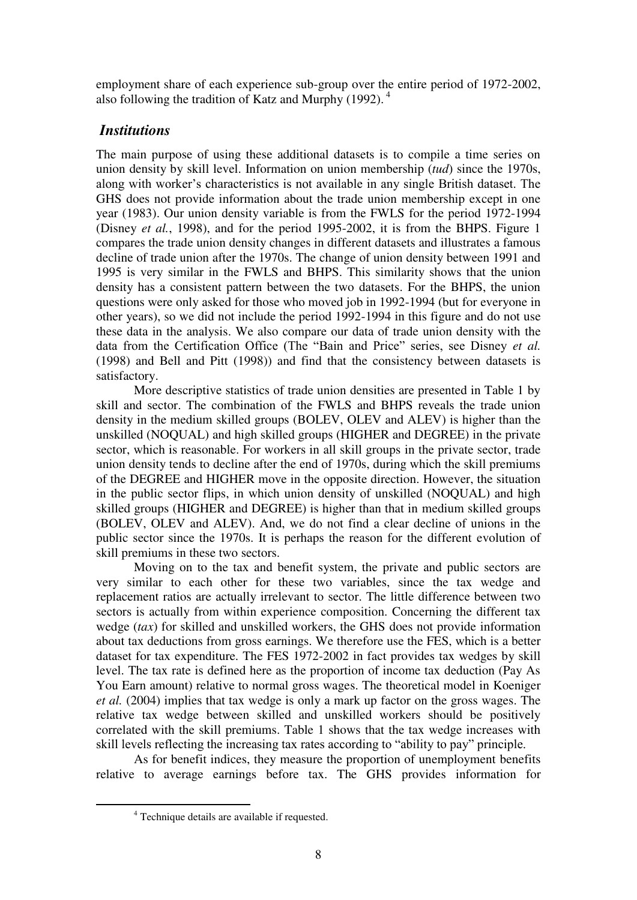employment share of each experience sub-group over the entire period of 1972-2002, also following the tradition of Katz and Murphy (1992). [4]

## *Institutions*

The main purpose of using these additional datasets is to compile a time series on union density by skill level. Information on union membership (*tud*) since the 1970s, along with worker's characteristics is not available in any single British dataset. The GHS does not provide information about the trade union membership except in one year (1983). Our union density variable is from the FWLS for the period 1972-1994 (Disney *et al.*, 1998), and for the period 1995-2002, it is from the BHPS. Figure 1 compares the trade union density changes in different datasets and illustrates a famous decline of trade union after the 1970s. The change of union density between 1991 and 1995 is very similar in the FWLS and BHPS. This similarity shows that the union density has a consistent pattern between the two datasets. For the BHPS, the union questions were only asked for those who moved job in 1992-1994 (but for everyone in other years), so we did not include the period 1992-1994 in this figure and do not use these data in the analysis. We also compare our data of trade union density with the data from the Certification Office (The "Bain and Price" series, see Disney *et al.* (1998) and Bell and Pitt (1998)) and find that the consistency between datasets is satisfactory.

More descriptive statistics of trade union densities are presented in Table 1 by skill and sector. The combination of the FWLS and BHPS reveals the trade union density in the medium skilled groups (BOLEV, OLEV and ALEV) is higher than the unskilled (NOQUAL) and high skilled groups (HIGHER and DEGREE) in the private sector, which is reasonable. For workers in all skill groups in the private sector, trade union density tends to decline after the end of 1970s, during which the skill premiums of the DEGREE and HIGHER move in the opposite direction. However, the situation in the public sector flips, in which union density of unskilled (NOQUAL) and high skilled groups (HIGHER and DEGREE) is higher than that in medium skilled groups (BOLEV, OLEV and ALEV). And, we do not find a clear decline of unions in the public sector since the 1970s. It is perhaps the reason for the different evolution of skill premiums in these two sectors.

Moving on to the tax and benefit system, the private and public sectors are very similar to each other for these two variables, since the tax wedge and replacement ratios are actually irrelevant to sector. The little difference between two sectors is actually from within experience composition. Concerning the different tax wedge (*tax*) for skilled and unskilled workers, the GHS does not provide information about tax deductions from gross earnings. We therefore use the FES, which is a better dataset for tax expenditure. The FES 1972-2002 in fact provides tax wedges by skill level. The tax rate is defined here as the proportion of income tax deduction (Pay As You Earn amount) relative to normal gross wages. The theoretical model in Koeniger *et al.* (2004) implies that tax wedge is only a mark up factor on the gross wages. The relative tax wedge between skilled and unskilled workers should be positively correlated with the skill premiums. Table 1 shows that the tax wedge increases with skill levels reflecting the increasing tax rates according to "ability to pay" principle.

As for benefit indices, they measure the proportion of unemployment benefits relative to average earnings before tax. The GHS provides information for

[4] Technique details are available if requested.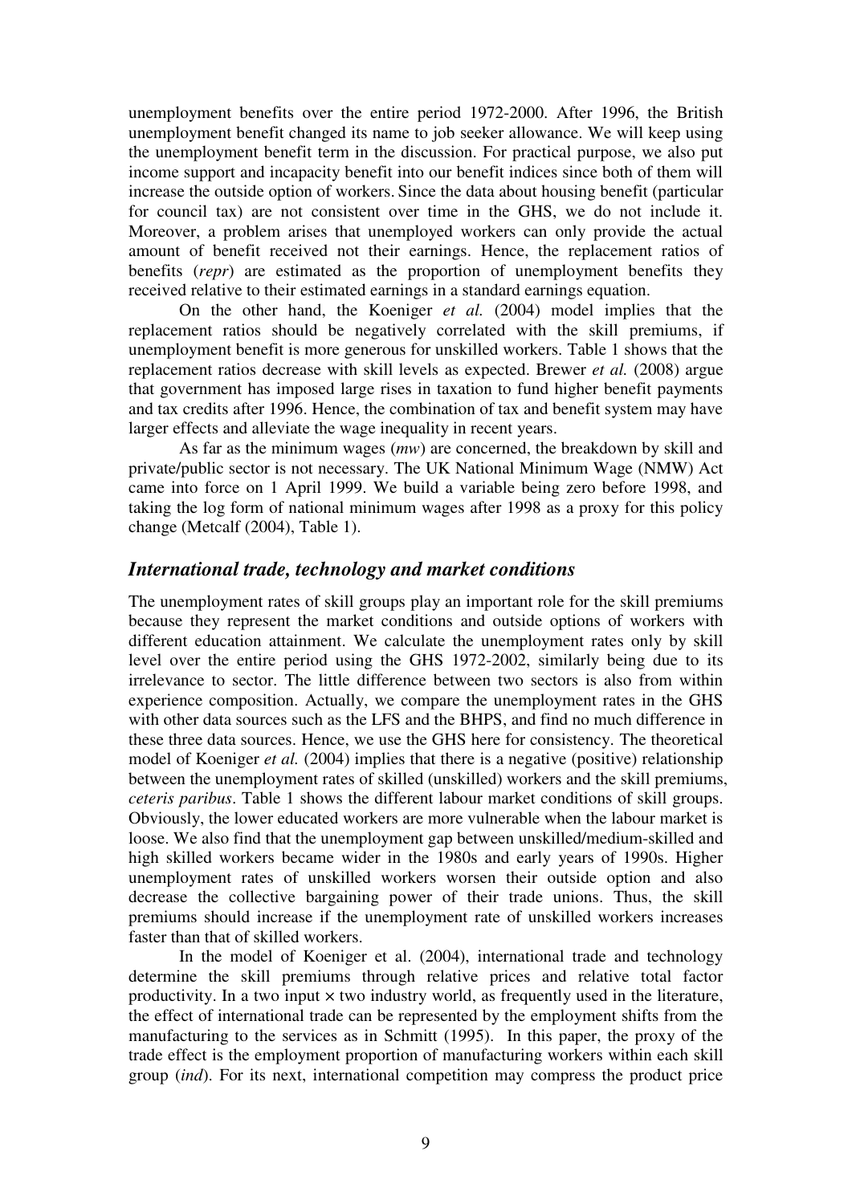unemployment benefits over the entire period 1972-2000. After 1996, the British unemployment benefit changed its name to job seeker allowance. We will keep using the unemployment benefit term in the discussion. For practical purpose, we also put income support and incapacity benefit into our benefit indices since both of them will increase the outside option of workers. Since the data about housing benefit (particular for council tax) are not consistent over time in the GHS, we do not include it. Moreover, a problem arises that unemployed workers can only provide the actual amount of benefit received not their earnings. Hence, the replacement ratios of benefits (*repr*) are estimated as the proportion of unemployment benefits they received relative to their estimated earnings in a standard earnings equation.

On the other hand, the Koeniger *et al.* (2004) model implies that the replacement ratios should be negatively correlated with the skill premiums, if unemployment benefit is more generous for unskilled workers. Table 1 shows that the replacement ratios decrease with skill levels as expected. Brewer *et al.* (2008) argue that government has imposed large rises in taxation to fund higher benefit payments and tax credits after 1996. Hence, the combination of tax and benefit system may have larger effects and alleviate the wage inequality in recent years.

As far as the minimum wages (*mw*) are concerned, the breakdown by skill and private/public sector is not necessary. The UK National Minimum Wage (NMW) Act came into force on 1 April 1999. We build a variable being zero before 1998, and taking the log form of national minimum wages after 1998 as a proxy for this policy change (Metcalf (2004), Table 1).

### *International trade, technology and market conditions*

The unemployment rates of skill groups play an important role for the skill premiums because they represent the market conditions and outside options of workers with different education attainment. We calculate the unemployment rates only by skill level over the entire period using the GHS 1972-2002, similarly being due to its irrelevance to sector. The little difference between two sectors is also from within experience composition. Actually, we compare the unemployment rates in the GHS with other data sources such as the LFS and the BHPS, and find no much difference in these three data sources. Hence, we use the GHS here for consistency. The theoretical model of Koeniger *et al.* (2004) implies that there is a negative (positive) relationship between the unemployment rates of skilled (unskilled) workers and the skill premiums, *ceteris paribus*. Table 1 shows the different labour market conditions of skill groups. Obviously, the lower educated workers are more vulnerable when the labour market is loose. We also find that the unemployment gap between unskilled/medium-skilled and high skilled workers became wider in the 1980s and early years of 1990s. Higher unemployment rates of unskilled workers worsen their outside option and also decrease the collective bargaining power of their trade unions. Thus, the skill premiums should increase if the unemployment rate of unskilled workers increases faster than that of skilled workers.

In the model of Koeniger et al. (2004), international trade and technology determine the skill premiums through relative prices and relative total factor productivity. In a two input × two industry world, as frequently used in the literature, the effect of international trade can be represented by the employment shifts from the manufacturing to the services as in Schmitt (1995). In this paper, the proxy of the trade effect is the employment proportion of manufacturing workers within each skill group (*ind*). For its next, international competition may compress the product price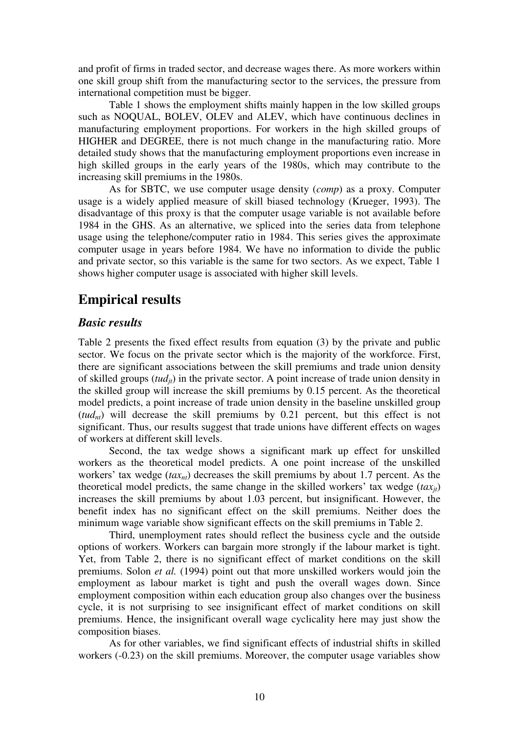and profit of firms in traded sector, and decrease wages there. As more workers within one skill group shift from the manufacturing sector to the services, the pressure from international competition must be bigger.

Table 1 shows the employment shifts mainly happen in the low skilled groups such as NOQUAL, BOLEV, OLEV and ALEV, which have continuous declines in manufacturing employment proportions. For workers in the high skilled groups of HIGHER and DEGREE, there is not much change in the manufacturing ratio. More detailed study shows that the manufacturing employment proportions even increase in high skilled groups in the early years of the 1980s, which may contribute to the increasing skill premiums in the 1980s.

As for SBTC, we use computer usage density (*comp*) as a proxy. Computer usage is a widely applied measure of skill biased technology (Krueger, 1993). The disadvantage of this proxy is that the computer usage variable is not available before 1984 in the GHS. As an alternative, we spliced into the series data from telephone usage using the telephone/computer ratio in 1984. This series gives the approximate computer usage in years before 1984. We have no information to divide the public and private sector, so this variable is the same for two sectors. As we expect, Table 1 shows higher computer usage is associated with higher skill levels.

## Empirical results

### *Basic results*

Table 2 presents the fixed effect results from equation (3) by the private and public sector. We focus on the private sector which is the majority of the workforce. First, there are significant associations between the skill premiums and trade union density of skilled groups ($tud_{jt}$) in the private sector. A point increase of trade union density in the skilled group will increase the skill premiums by 0.15 percent. As the theoretical model predicts, a point increase of trade union density in the baseline unskilled group ($tud_{nt}$) will decrease the skill premiums by 0.21 percent, but this effect is not significant. Thus, our results suggest that trade unions have different effects on wages of workers at different skill levels.

Second, the tax wedge shows a significant mark up effect for unskilled workers as the theoretical model predicts. A one point increase of the unskilled workers' tax wedge ($tax_{nt}$) decreases the skill premiums by about 1.7 percent. As the theoretical model predicts, the same change in the skilled workers' tax wedge ($tax_{jt}$) increases the skill premiums by about 1.03 percent, but insignificant. However, the benefit index has no significant effect on the skill premiums. Neither does the minimum wage variable show significant effects on the skill premiums in Table 2.

Third, unemployment rates should reflect the business cycle and the outside options of workers. Workers can bargain more strongly if the labour market is tight. Yet, from Table 2, there is no significant effect of market conditions on the skill premiums. Solon *et al.* (1994) point out that more unskilled workers would join the employment as labour market is tight and push the overall wages down. Since employment composition within each education group also changes over the business cycle, it is not surprising to see insignificant effect of market conditions on skill premiums. Hence, the insignificant overall wage cyclicality here may just show the composition biases.

As for other variables, we find significant effects of industrial shifts in skilled workers (-0.23) on the skill premiums. Moreover, the computer usage variables show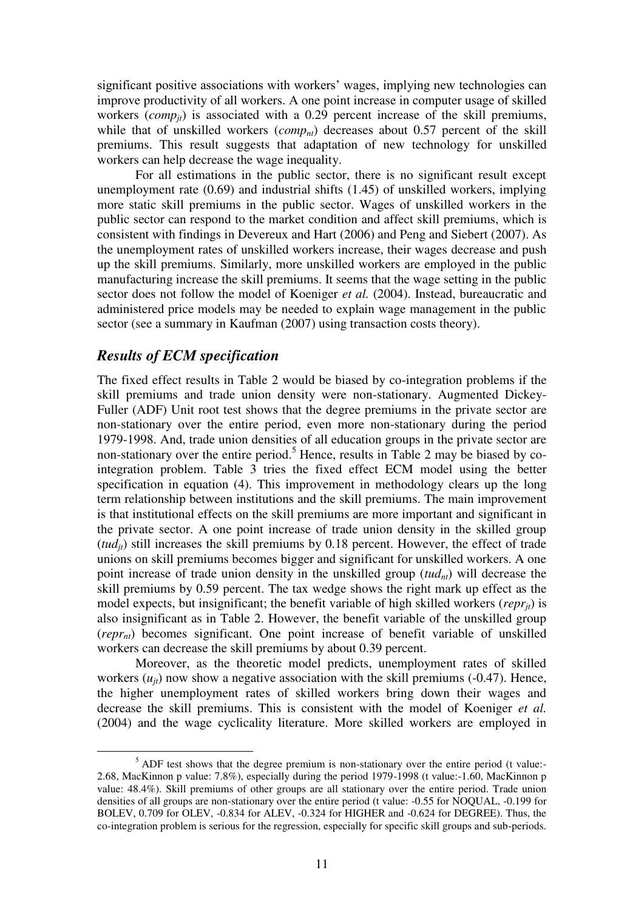significant positive associations with workers' wages, implying new technologies can improve productivity of all workers. A one point increase in computer usage of skilled workers ($comp_{jt}$) is associated with a 0.29 percent increase of the skill premiums, while that of unskilled workers ($comp_{nt}$) decreases about 0.57 percent of the skill premiums. This result suggests that adaptation of new technology for unskilled workers can help decrease the wage inequality.

For all estimations in the public sector, there is no significant result except unemployment rate (0.69) and industrial shifts (1.45) of unskilled workers, implying more static skill premiums in the public sector. Wages of unskilled workers in the public sector can respond to the market condition and affect skill premiums, which is consistent with findings in Devereux and Hart (2006) and Peng and Siebert (2007). As the unemployment rates of unskilled workers increase, their wages decrease and push up the skill premiums. Similarly, more unskilled workers are employed in the public manufacturing increase the skill premiums. It seems that the wage setting in the public sector does not follow the model of Koeniger *et al.* (2004). Instead, bureaucratic and administered price models may be needed to explain wage management in the public sector (see a summary in Kaufman (2007) using transaction costs theory).

## *Results of ECM specification*

The fixed effect results in Table 2 would be biased by co-integration problems if the skill premiums and trade union density were non-stationary. Augmented Dickey-Fuller (ADF) Unit root test shows that the degree premiums in the private sector are non-stationary over the entire period, even more non-stationary during the period 1979-1998. And, trade union densities of all education groups in the private sector are non-stationary over the entire period.[5] Hence, results in Table 2 may be biased by co-integration problem. Table 3 tries the fixed effect ECM model using the better specification in equation (4). This improvement in methodology clears up the long term relationship between institutions and the skill premiums. The main improvement is that institutional effects on the skill premiums are more important and significant in the private sector. A one point increase of trade union density in the skilled group ($tud_{jt}$) still increases the skill premiums by 0.18 percent. However, the effect of trade unions on skill premiums becomes bigger and significant for unskilled workers. A one point increase of trade union density in the unskilled group ($tud_{nt}$) will decrease the skill premiums by 0.59 percent. The tax wedge shows the right mark up effect as the model expects, but insignificant; the benefit variable of high skilled workers ($repr_{jt}$) is also insignificant as in Table 2. However, the benefit variable of the unskilled group ($repr_{nt}$) becomes significant. One point increase of benefit variable of unskilled workers can decrease the skill premiums by about 0.39 percent.

Moreover, as the theoretic model predicts, unemployment rates of skilled workers ($u_{jt}$) now show a negative association with the skill premiums (-0.47). Hence, the higher unemployment rates of skilled workers bring down their wages and decrease the skill premiums. This is consistent with the model of Koeniger *et al.* (2004) and the wage cyclicality literature. More skilled workers are employed in

---

[5] ADF test shows that the degree premium is non-stationary over the entire period (t value:-2.68, MacKinnon p value: 7.8%), especially during the period 1979-1998 (t value:-1.60, MacKinnon p value: 48.4%). Skill premiums of other groups are all stationary over the entire period. Trade union densities of all groups are non-stationary over the entire period (t value: -0.55 for NOQUAL, -0.199 for BOLEV, 0.709 for OLEV, -0.834 for ALEV, -0.324 for HIGHER and -0.624 for DEGREE). Thus, the co-integration problem is serious for the regression, especially for specific skill groups and sub-periods.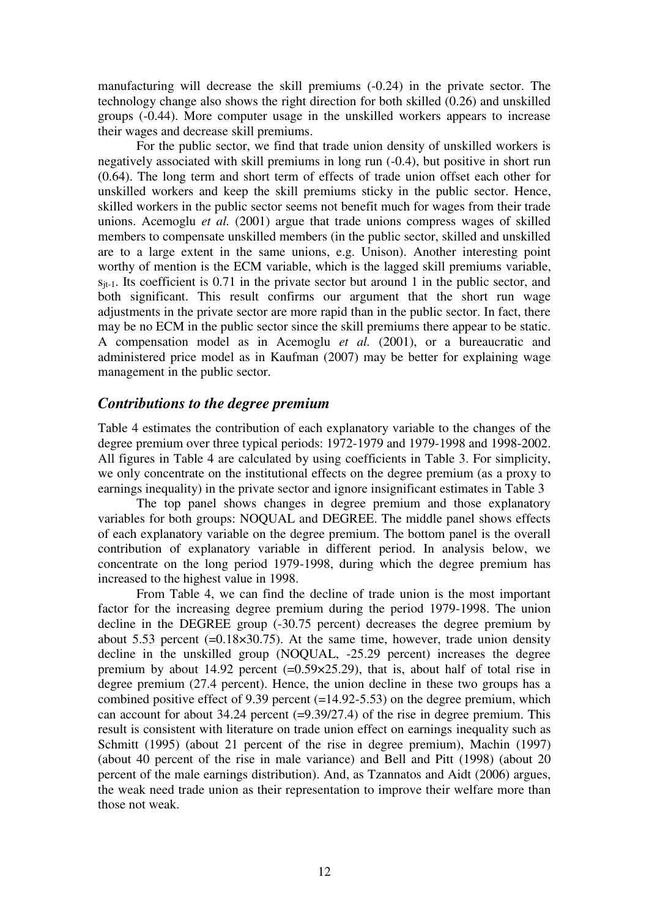manufacturing will decrease the skill premiums (-0.24) in the private sector. The technology change also shows the right direction for both skilled (0.26) and unskilled groups (-0.44). More computer usage in the unskilled workers appears to increase their wages and decrease skill premiums.

For the public sector, we find that trade union density of unskilled workers is negatively associated with skill premiums in long run (-0.4), but positive in short run (0.64). The long term and short term of effects of trade union offset each other for unskilled workers and keep the skill premiums sticky in the public sector. Hence, skilled workers in the public sector seems not benefit much for wages from their trade unions. Acemoglu *et al.* (2001) argue that trade unions compress wages of skilled members to compensate unskilled members (in the public sector, skilled and unskilled are to a large extent in the same unions, e.g. Unison). Another interesting point worthy of mention is the ECM variable, which is the lagged skill premiums variable, $s_{jt-1}$. Its coefficient is 0.71 in the private sector but around 1 in the public sector, and both significant. This result confirms our argument that the short run wage adjustments in the private sector are more rapid than in the public sector. In fact, there may be no ECM in the public sector since the skill premiums there appear to be static. A compensation model as in Acemoglu *et al.* (2001), or a bureaucratic and administered price model as in Kaufman (2007) may be better for explaining wage management in the public sector.

## *Contributions to the degree premium*

Table 4 estimates the contribution of each explanatory variable to the changes of the degree premium over three typical periods: 1972-1979 and 1979-1998 and 1998-2002. All figures in Table 4 are calculated by using coefficients in Table 3. For simplicity, we only concentrate on the institutional effects on the degree premium (as a proxy to earnings inequality) in the private sector and ignore insignificant estimates in Table 3

The top panel shows changes in degree premium and those explanatory variables for both groups: NOQUAL and DEGREE. The middle panel shows effects of each explanatory variable on the degree premium. The bottom panel is the overall contribution of explanatory variable in different period. In analysis below, we concentrate on the long period 1979-1998, during which the degree premium has increased to the highest value in 1998.

From Table 4, we can find the decline of trade union is the most important factor for the increasing degree premium during the period 1979-1998. The union decline in the DEGREE group (-30.75 percent) decreases the degree premium by about 5.53 percent (=0.18×30.75). At the same time, however, trade union density decline in the unskilled group (NOQUAL, -25.29 percent) increases the degree premium by about 14.92 percent (=0.59×25.29), that is, about half of total rise in degree premium (27.4 percent). Hence, the union decline in these two groups has a combined positive effect of 9.39 percent (=14.92-5.53) on the degree premium, which can account for about 34.24 percent (=9.39/27.4) of the rise in degree premium. This result is consistent with literature on trade union effect on earnings inequality such as Schmitt (1995) (about 21 percent of the rise in degree premium), Machin (1997) (about 40 percent of the rise in male variance) and Bell and Pitt (1998) (about 20 percent of the male earnings distribution). And, as Tzannatos and Aidt (2006) argues, the weak need trade union as their representation to improve their welfare more than those not weak.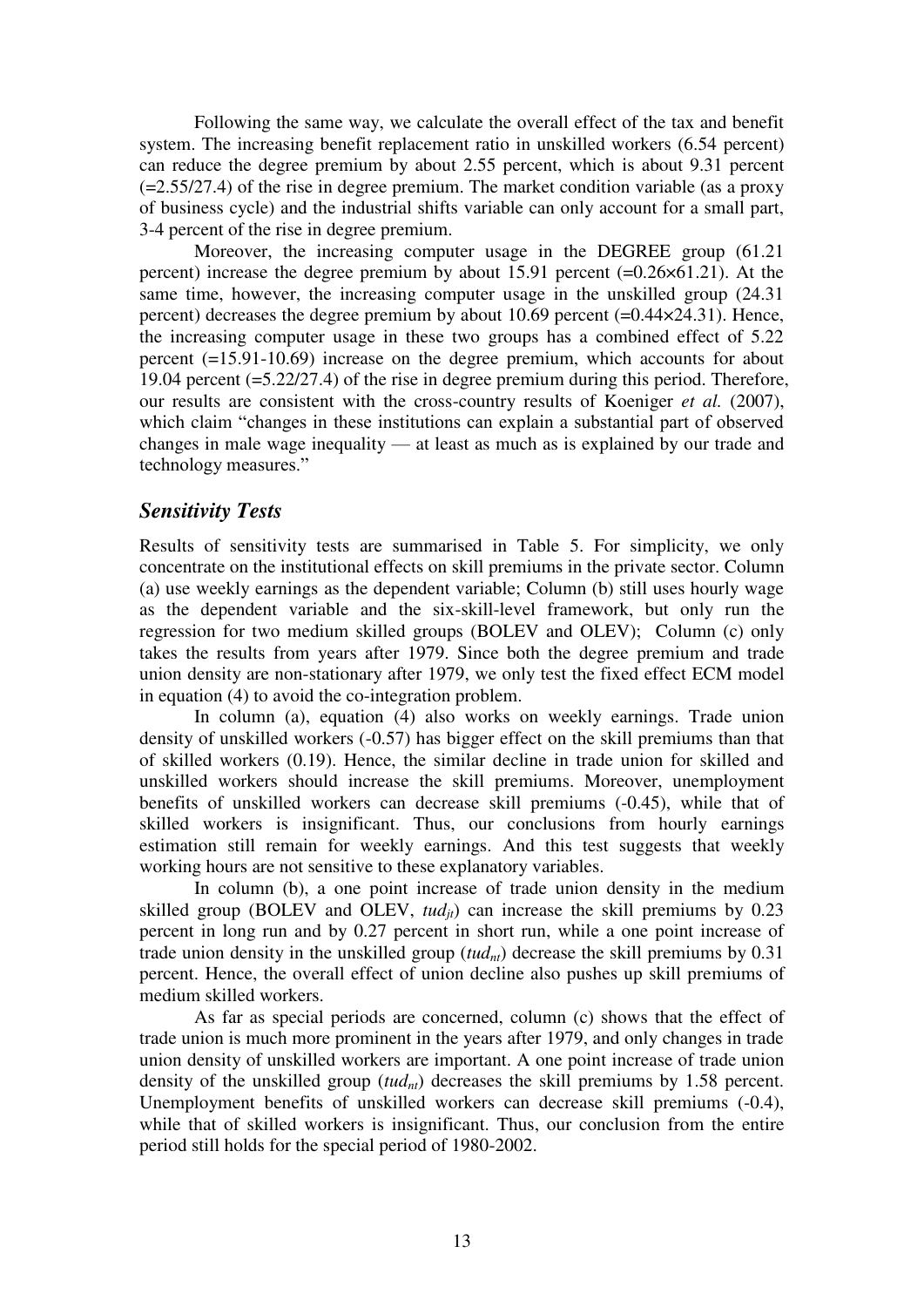Following the same way, we calculate the overall effect of the tax and benefit system. The increasing benefit replacement ratio in unskilled workers (6.54 percent) can reduce the degree premium by about 2.55 percent, which is about 9.31 percent (=2.55/27.4) of the rise in degree premium. The market condition variable (as a proxy of business cycle) and the industrial shifts variable can only account for a small part, 3-4 percent of the rise in degree premium.

Moreover, the increasing computer usage in the DEGREE group (61.21 percent) increase the degree premium by about 15.91 percent (=0.26×61.21). At the same time, however, the increasing computer usage in the unskilled group (24.31 percent) decreases the degree premium by about 10.69 percent (=0.44×24.31). Hence, the increasing computer usage in these two groups has a combined effect of 5.22 percent (=15.91-10.69) increase on the degree premium, which accounts for about 19.04 percent (=5.22/27.4) of the rise in degree premium during this period. Therefore, our results are consistent with the cross-country results of Koeniger *et al.* (2007), which claim "changes in these institutions can explain a substantial part of observed changes in male wage inequality — at least as much as is explained by our trade and technology measures."

### *Sensitivity Tests*

Results of sensitivity tests are summarised in Table 5. For simplicity, we only concentrate on the institutional effects on skill premiums in the private sector. Column (a) use weekly earnings as the dependent variable; Column (b) still uses hourly wage as the dependent variable and the six-skill-level framework, but only run the regression for two medium skilled groups (BOLEV and OLEV); Column (c) only takes the results from years after 1979. Since both the degree premium and trade union density are non-stationary after 1979, we only test the fixed effect ECM model in equation (4) to avoid the co-integration problem.

In column (a), equation (4) also works on weekly earnings. Trade union density of unskilled workers (-0.57) has bigger effect on the skill premiums than that of skilled workers (0.19). Hence, the similar decline in trade union for skilled and unskilled workers should increase the skill premiums. Moreover, unemployment benefits of unskilled workers can decrease skill premiums (-0.45), while that of skilled workers is insignificant. Thus, our conclusions from hourly earnings estimation still remain for weekly earnings. And this test suggests that weekly working hours are not sensitive to these explanatory variables.

In column (b), a one point increase of trade union density in the medium skilled group (BOLEV and OLEV, $tud_{jt}$) can increase the skill premiums by 0.23 percent in long run and by 0.27 percent in short run, while a one point increase of trade union density in the unskilled group ($tud_{nt}$) decrease the skill premiums by 0.31 percent. Hence, the overall effect of union decline also pushes up skill premiums of medium skilled workers.

As far as special periods are concerned, column (c) shows that the effect of trade union is much more prominent in the years after 1979, and only changes in trade union density of unskilled workers are important. A one point increase of trade union density of the unskilled group ($tud_{nt}$) decreases the skill premiums by 1.58 percent. Unemployment benefits of unskilled workers can decrease skill premiums (-0.4), while that of skilled workers is insignificant. Thus, our conclusion from the entire period still holds for the special period of 1980-2002.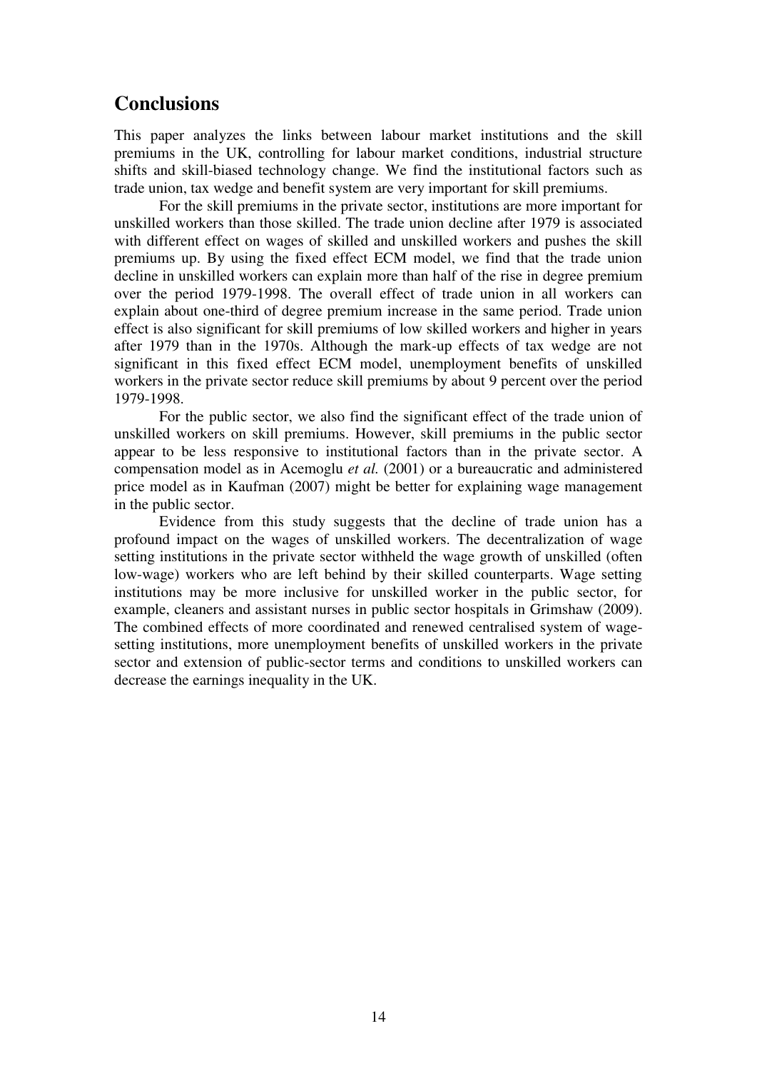## Conclusions

This paper analyzes the links between labour market institutions and the skill premiums in the UK, controlling for labour market conditions, industrial structure shifts and skill-biased technology change. We find the institutional factors such as trade union, tax wedge and benefit system are very important for skill premiums.

For the skill premiums in the private sector, institutions are more important for unskilled workers than those skilled. The trade union decline after 1979 is associated with different effect on wages of skilled and unskilled workers and pushes the skill premiums up. By using the fixed effect ECM model, we find that the trade union decline in unskilled workers can explain more than half of the rise in degree premium over the period 1979-1998. The overall effect of trade union in all workers can explain about one-third of degree premium increase in the same period. Trade union effect is also significant for skill premiums of low skilled workers and higher in years after 1979 than in the 1970s. Although the mark-up effects of tax wedge are not significant in this fixed effect ECM model, unemployment benefits of unskilled workers in the private sector reduce skill premiums by about 9 percent over the period 1979-1998.

For the public sector, we also find the significant effect of the trade union of unskilled workers on skill premiums. However, skill premiums in the public sector appear to be less responsive to institutional factors than in the private sector. A compensation model as in Acemoglu *et al.* (2001) or a bureaucratic and administered price model as in Kaufman (2007) might be better for explaining wage management in the public sector.

Evidence from this study suggests that the decline of trade union has a profound impact on the wages of unskilled workers. The decentralization of wage setting institutions in the private sector withheld the wage growth of unskilled (often low-wage) workers who are left behind by their skilled counterparts. Wage setting institutions may be more inclusive for unskilled worker in the public sector, for example, cleaners and assistant nurses in public sector hospitals in Grimshaw (2009). The combined effects of more coordinated and renewed centralised system of wage-setting institutions, more unemployment benefits of unskilled workers in the private sector and extension of public-sector terms and conditions to unskilled workers can decrease the earnings inequality in the UK.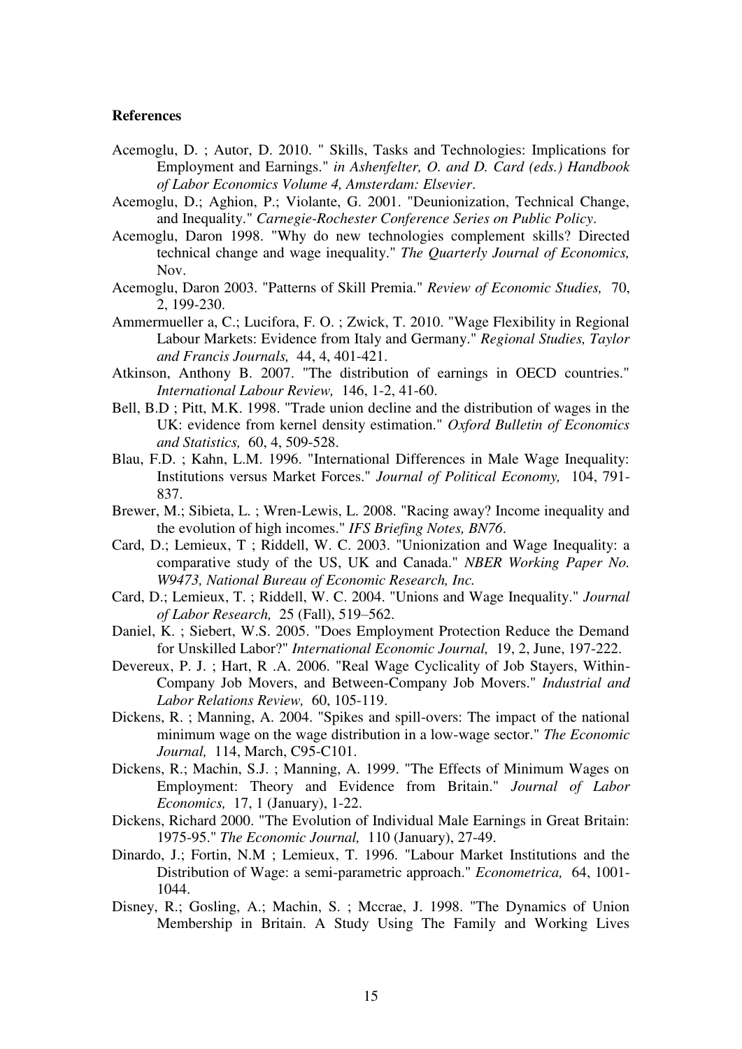**References**

Acemoglu, D. ; Autor, D. 2010. " Skills, Tasks and Technologies: Implications for Employment and Earnings." *in Ashenfelter, O. and D. Card (eds.) Handbook of Labor Economics Volume 4, Amsterdam: Elsevier*.

Acemoglu, D.; Aghion, P.; Violante, G. 2001. "Deunionization, Technical Change, and Inequality." *Carnegie-Rochester Conference Series on Public Policy*.

Acemoglu, Daron 1998. "Why do new technologies complement skills? Directed technical change and wage inequality." *The Quarterly Journal of Economics,* Nov.

Acemoglu, Daron 2003. "Patterns of Skill Premia." *Review of Economic Studies,* 70, 2, 199-230.

Ammermueller a, C.; Lucifora, F. O. ; Zwick, T. 2010. "Wage Flexibility in Regional Labour Markets: Evidence from Italy and Germany." *Regional Studies, Taylor and Francis Journals,* 44, 4, 401-421.

Atkinson, Anthony B. 2007. "The distribution of earnings in OECD countries." *International Labour Review,* 146, 1-2, 41-60.

Bell, B.D ; Pitt, M.K. 1998. "Trade union decline and the distribution of wages in the UK: evidence from kernel density estimation." *Oxford Bulletin of Economics and Statistics,* 60, 4, 509-528.

Blau, F.D. ; Kahn, L.M. 1996. "International Differences in Male Wage Inequality: Institutions versus Market Forces." *Journal of Political Economy,* 104, 791-837.

Brewer, M.; Sibieta, L. ; Wren-Lewis, L. 2008. "Racing away? Income inequality and the evolution of high incomes." *IFS Briefing Notes, BN76*.

Card, D.; Lemieux, T ; Riddell, W. C. 2003. "Unionization and Wage Inequality: a comparative study of the US, UK and Canada." *NBER Working Paper No. W9473, National Bureau of Economic Research, Inc.*

Card, D.; Lemieux, T. ; Riddell, W. C. 2004. "Unions and Wage Inequality." *Journal of Labor Research,* 25 (Fall), 519–562.

Daniel, K. ; Siebert, W.S. 2005. "Does Employment Protection Reduce the Demand for Unskilled Labor?" *International Economic Journal,* 19, 2, June, 197-222.

Devereux, P. J. ; Hart, R .A. 2006. "Real Wage Cyclicality of Job Stayers, Within-Company Job Movers, and Between-Company Job Movers." *Industrial and Labor Relations Review,* 60, 105-119.

Dickens, R. ; Manning, A. 2004. "Spikes and spill-overs: The impact of the national minimum wage on the wage distribution in a low-wage sector." *The Economic Journal,* 114, March, C95-C101.

Dickens, R.; Machin, S.J. ; Manning, A. 1999. "The Effects of Minimum Wages on Employment: Theory and Evidence from Britain." *Journal of Labor Economics,* 17, 1 (January), 1-22.

Dickens, Richard 2000. "The Evolution of Individual Male Earnings in Great Britain: 1975-95." *The Economic Journal,* 110 (January), 27-49.

Dinardo, J.; Fortin, N.M ; Lemieux, T. 1996. "Labour Market Institutions and the Distribution of Wage: a semi-parametric approach." *Econometrica,* 64, 1001-1044.

Disney, R.; Gosling, A.; Machin, S. ; Mccrae, J. 1998. "The Dynamics of Union Membership in Britain. A Study Using The Family and Working Lives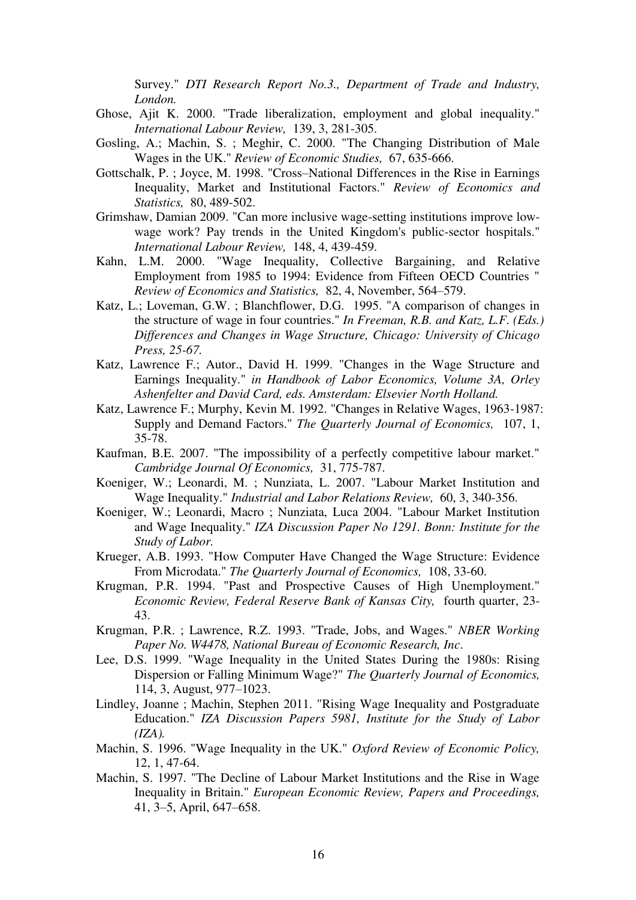Survey." *DTI Research Report No.3., Department of Trade and Industry, London.*

Ghose, Ajit K. 2000. "Trade liberalization, employment and global inequality." *International Labour Review,* 139, 3, 281-305.

Gosling, A.; Machin, S. ; Meghir, C. 2000. "The Changing Distribution of Male Wages in the UK." *Review of Economic Studies,* 67, 635-666.

Gottschalk, P. ; Joyce, M. 1998. "Cross–National Differences in the Rise in Earnings Inequality, Market and Institutional Factors." *Review of Economics and Statistics,* 80, 489-502.

Grimshaw, Damian 2009. "Can more inclusive wage-setting institutions improve low-wage work? Pay trends in the United Kingdom's public-sector hospitals." *International Labour Review,* 148, 4, 439-459.

Kahn, L.M. 2000. "Wage Inequality, Collective Bargaining, and Relative Employment from 1985 to 1994: Evidence from Fifteen OECD Countries " *Review of Economics and Statistics,* 82, 4, November, 564–579.

Katz, L.; Loveman, G.W. ; Blanchflower, D.G. 1995. "A comparison of changes in the structure of wage in four countries." *In Freeman, R.B. and Katz, L.F. (Eds.) Differences and Changes in Wage Structure, Chicago: University of Chicago Press, 25-67.*

Katz, Lawrence F.; Autor., David H. 1999. "Changes in the Wage Structure and Earnings Inequality." *in Handbook of Labor Economics, Volume 3A, Orley Ashenfelter and David Card, eds. Amsterdam: Elsevier North Holland.*

Katz, Lawrence F.; Murphy, Kevin M. 1992. "Changes in Relative Wages, 1963-1987: Supply and Demand Factors." *The Quarterly Journal of Economics,* 107, 1, 35-78.

Kaufman, B.E. 2007. "The impossibility of a perfectly competitive labour market." *Cambridge Journal Of Economics,* 31, 775-787.

Koeniger, W.; Leonardi, M. ; Nunziata, L. 2007. "Labour Market Institution and Wage Inequality." *Industrial and Labor Relations Review,* 60, 3, 340-356.

Koeniger, W.; Leonardi, Macro ; Nunziata, Luca 2004. "Labour Market Institution and Wage Inequality." *IZA Discussion Paper No 1291. Bonn: Institute for the Study of Labor.*

Krueger, A.B. 1993. "How Computer Have Changed the Wage Structure: Evidence From Microdata." *The Quarterly Journal of Economics,* 108, 33-60.

Krugman, P.R. 1994. "Past and Prospective Causes of High Unemployment." *Economic Review, Federal Reserve Bank of Kansas City,* fourth quarter, 23-43.

Krugman, P.R. ; Lawrence, R.Z. 1993. "Trade, Jobs, and Wages." *NBER Working Paper No. W4478, National Bureau of Economic Research, Inc*.

Lee, D.S. 1999. "Wage Inequality in the United States During the 1980s: Rising Dispersion or Falling Minimum Wage?" *The Quarterly Journal of Economics,* 114, 3, August, 977–1023.

Lindley, Joanne ; Machin, Stephen 2011. "Rising Wage Inequality and Postgraduate Education." *IZA Discussion Papers 5981, Institute for the Study of Labor (IZA).*

Machin, S. 1996. "Wage Inequality in the UK." *Oxford Review of Economic Policy,* 12, 1, 47-64.

Machin, S. 1997. "The Decline of Labour Market Institutions and the Rise in Wage Inequality in Britain." *European Economic Review, Papers and Proceedings,* 41, 3–5, April, 647–658.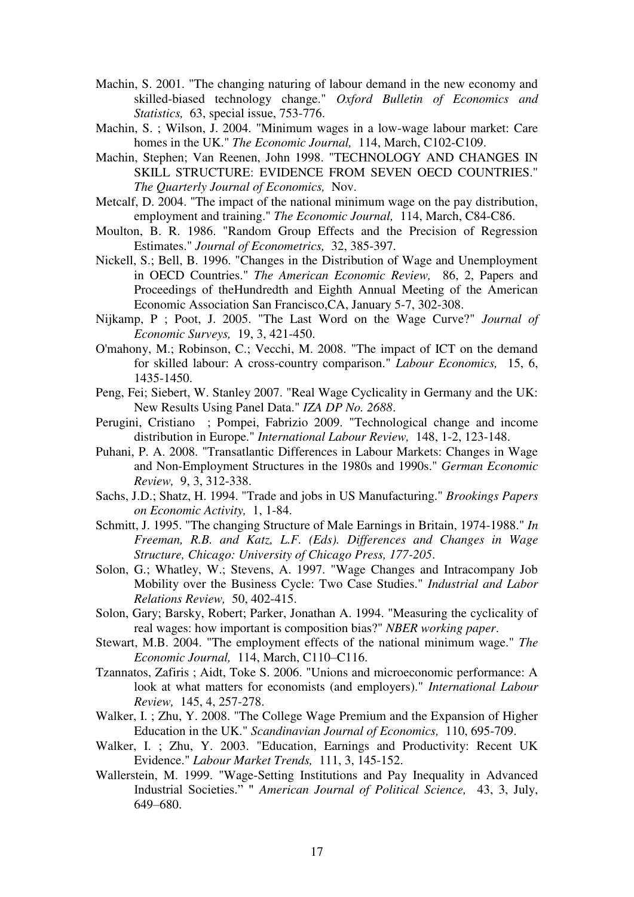Machin, S. 2001. "The changing naturing of labour demand in the new economy and skilled-biased technology change." *Oxford Bulletin of Economics and Statistics,* 63, special issue, 753-776.

Machin, S. ; Wilson, J. 2004. "Minimum wages in a low-wage labour market: Care homes in the UK." *The Economic Journal,* 114, March, C102-C109.

Machin, Stephen; Van Reenen, John 1998. "TECHNOLOGY AND CHANGES IN SKILL STRUCTURE: EVIDENCE FROM SEVEN OECD COUNTRIES." *The Quarterly Journal of Economics,* Nov.

Metcalf, D. 2004. "The impact of the national minimum wage on the pay distribution, employment and training." *The Economic Journal,* 114, March, C84-C86.

Moulton, B. R. 1986. "Random Group Effects and the Precision of Regression Estimates." *Journal of Econometrics,* 32, 385-397.

Nickell, S.; Bell, B. 1996. "Changes in the Distribution of Wage and Unemployment in OECD Countries." *The American Economic Review,* 86, 2, Papers and Proceedings of theHundredth and Eighth Annual Meeting of the American Economic Association San Francisco,CA, January 5-7, 302-308.

Nijkamp, P ; Poot, J. 2005. "The Last Word on the Wage Curve?" *Journal of Economic Surveys,* 19, 3, 421-450.

O'mahony, M.; Robinson, C.; Vecchi, M. 2008. "The impact of ICT on the demand for skilled labour: A cross-country comparison." *Labour Economics,* 15, 6, 1435-1450.

Peng, Fei; Siebert, W. Stanley 2007. "Real Wage Cyclicality in Germany and the UK: New Results Using Panel Data." *IZA DP No. 2688*.

Perugini, Cristiano ; Pompei, Fabrizio 2009. "Technological change and income distribution in Europe." *International Labour Review,* 148, 1-2, 123-148.

Puhani, P. A. 2008. "Transatlantic Differences in Labour Markets: Changes in Wage and Non-Employment Structures in the 1980s and 1990s." *German Economic Review,* 9, 3, 312-338.

Sachs, J.D.; Shatz, H. 1994. "Trade and jobs in US Manufacturing." *Brookings Papers on Economic Activity,* 1, 1-84.

Schmitt, J. 1995. "The changing Structure of Male Earnings in Britain, 1974-1988." *In Freeman, R.B. and Katz, L.F. (Eds). Differences and Changes in Wage Structure, Chicago: University of Chicago Press, 177-205*.

Solon, G.; Whatley, W.; Stevens, A. 1997. "Wage Changes and Intracompany Job Mobility over the Business Cycle: Two Case Studies." *Industrial and Labor Relations Review,* 50, 402-415.

Solon, Gary; Barsky, Robert; Parker, Jonathan A. 1994. "Measuring the cyclicality of real wages: how important is composition bias?" *NBER working paper*.

Stewart, M.B. 2004. "The employment effects of the national minimum wage." *The Economic Journal,* 114, March, C110–C116.

Tzannatos, Zafiris ; Aidt, Toke S. 2006. "Unions and microeconomic performance: A look at what matters for economists (and employers)." *International Labour Review,* 145, 4, 257-278.

Walker, I. ; Zhu, Y. 2008. "The College Wage Premium and the Expansion of Higher Education in the UK." *Scandinavian Journal of Economics,* 110, 695-709.

Walker, I. ; Zhu, Y. 2003. "Education, Earnings and Productivity: Recent UK Evidence." *Labour Market Trends,* 111, 3, 145-152.

Wallerstein, M. 1999. "Wage-Setting Institutions and Pay Inequality in Advanced Industrial Societies." " *American Journal of Political Science,* 43, 3, July, 649–680.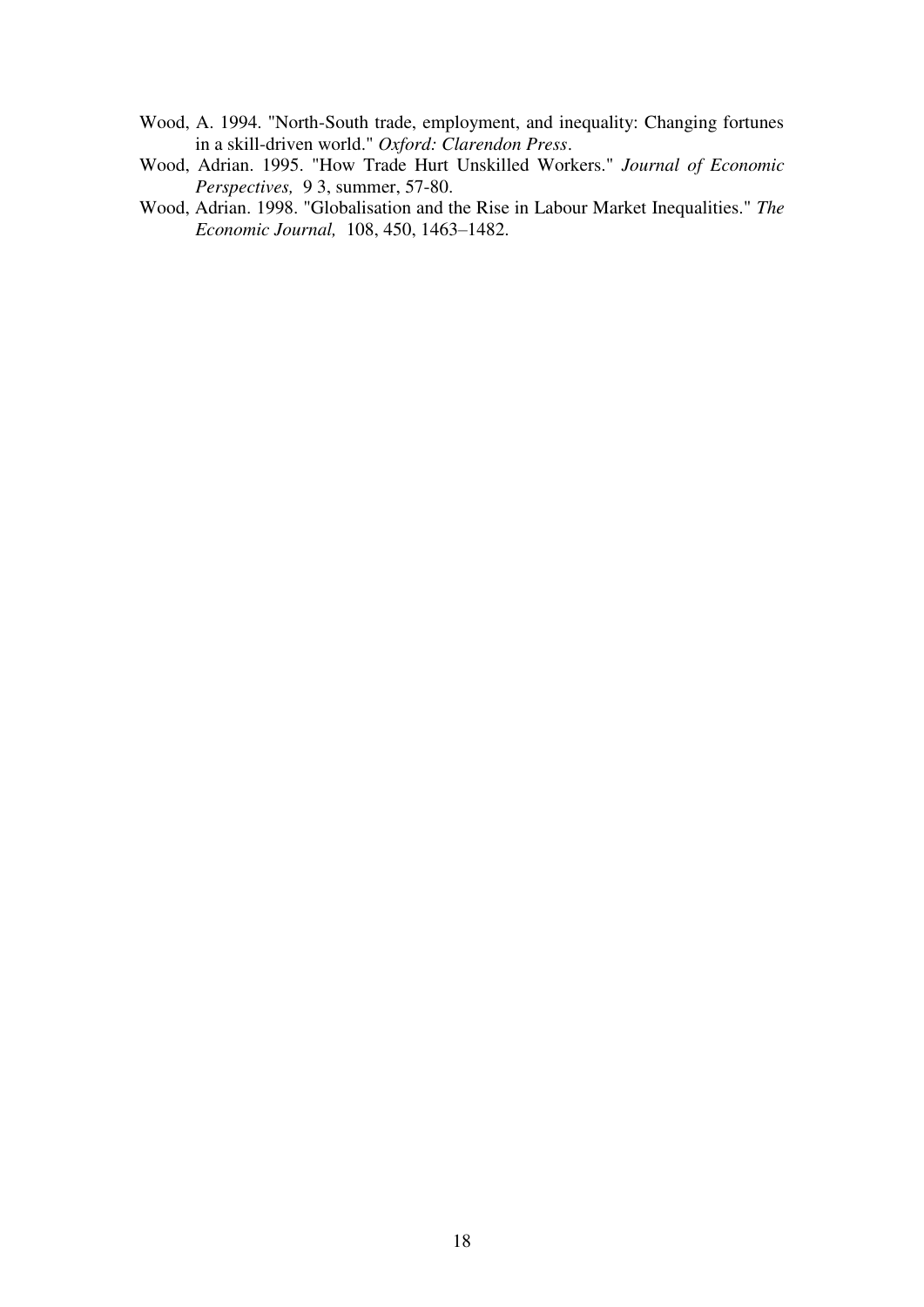Wood, A. 1994. "North-South trade, employment, and inequality: Changing fortunes in a skill-driven world." *Oxford: Clarendon Press*.

Wood, Adrian. 1995. "How Trade Hurt Unskilled Workers." *Journal of Economic Perspectives,* 9 3, summer, 57-80.

Wood, Adrian. 1998. "Globalisation and the Rise in Labour Market Inequalities." *The Economic Journal,* 108, 450, 1463–1482.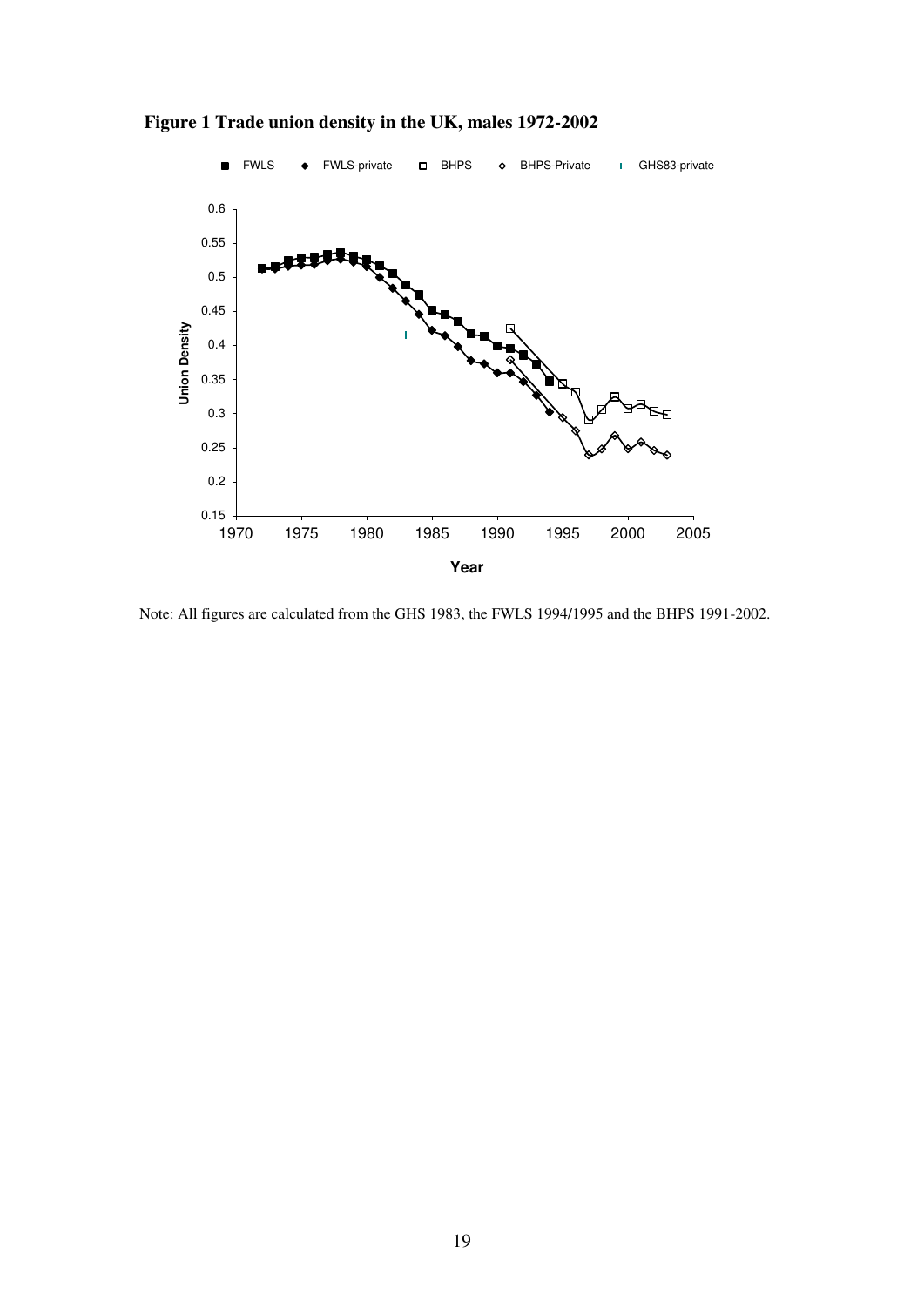**Figure 1 Trade union density in the UK, males 1972-2002**

Note: All figures are calculated from the GHS 1983, the FWLS 1994/1995 and the BHPS 1991-2002.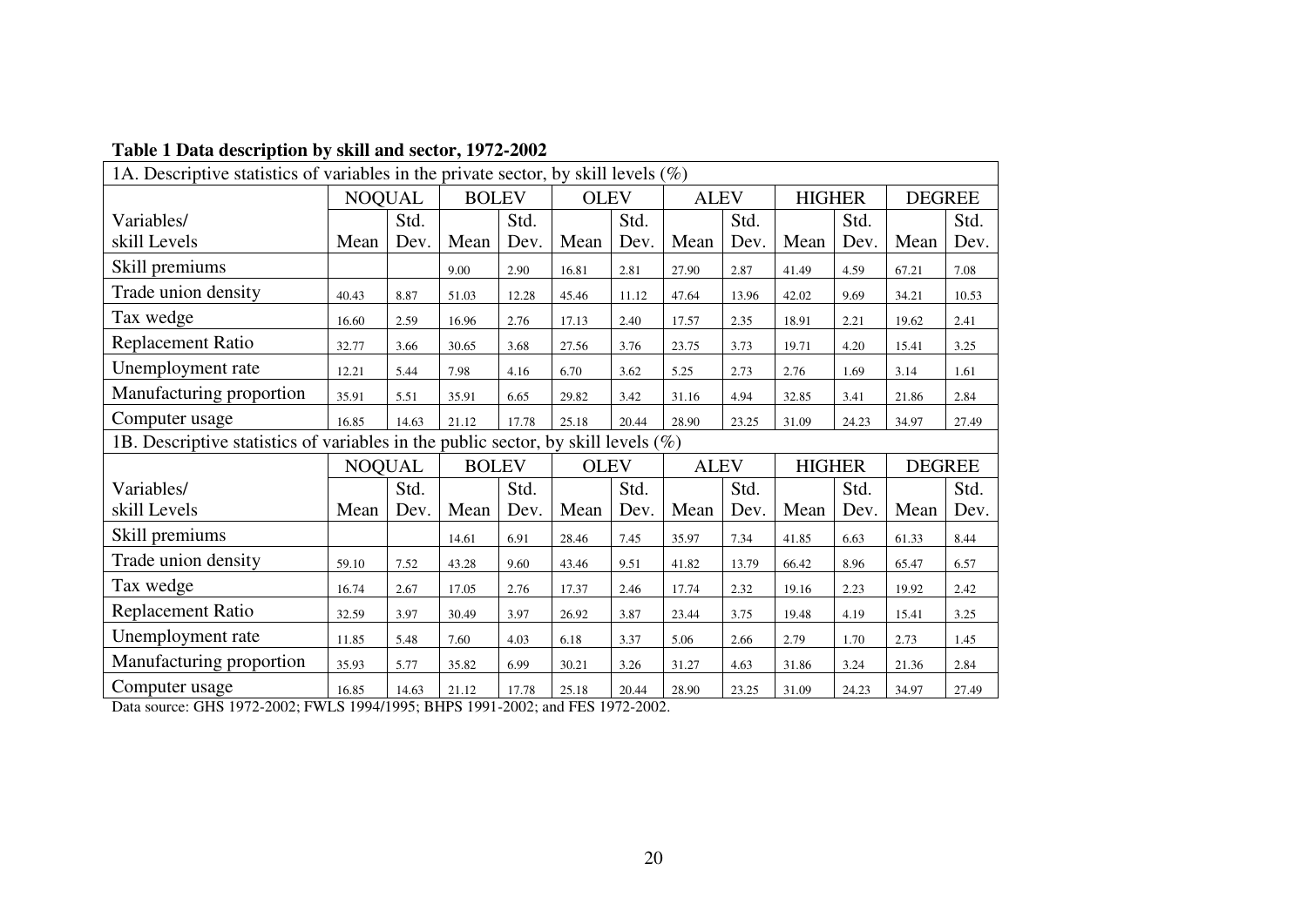**Table 1 Data description by skill and sector, 1972-2002**

| 1A. Descriptive statistics of variables in the private sector, by skill levels (%) | | | | | | | | | | | | |
|---|---|---|---|---|---|---|---|---|---|---|---|---|
| | NOQUAL | | BOLEV | | OLEV | | ALEV | | HIGHER | | DEGREE | |
| Variables/ skill Levels | Mean | Std. Dev. | Mean | Std. Dev. | Mean | Std. Dev. | Mean | Std. Dev. | Mean | Std. Dev. | Mean | Std. Dev. |
| Skill premiums | | | 9.00 | 2.90 | 16.81 | 2.81 | 27.90 | 2.87 | 41.49 | 4.59 | 67.21 | 7.08 |
| Trade union density | 40.43 | 8.87 | 51.03 | 12.28 | 45.46 | 11.12 | 47.64 | 13.96 | 42.02 | 9.69 | 34.21 | 10.53 |
| Tax wedge | 16.60 | 2.59 | 16.96 | 2.76 | 17.13 | 2.40 | 17.57 | 2.35 | 18.91 | 2.21 | 19.62 | 2.41 |
| Replacement Ratio | 32.77 | 3.66 | 30.65 | 3.68 | 27.56 | 3.76 | 23.75 | 3.73 | 19.71 | 4.20 | 15.41 | 3.25 |
| Unemployment rate | 12.21 | 5.44 | 7.98 | 4.16 | 6.70 | 3.62 | 5.25 | 2.73 | 2.76 | 1.69 | 3.14 | 1.61 |
| Manufacturing proportion | 35.91 | 5.51 | 35.91 | 6.65 | 29.82 | 3.42 | 31.16 | 4.94 | 32.85 | 3.41 | 21.86 | 2.84 |
| Computer usage | 16.85 | 14.63 | 21.12 | 17.78 | 25.18 | 20.44 | 28.90 | 23.25 | 31.09 | 24.23 | 34.97 | 27.49 |
| 1B. Descriptive statistics of variables in the public sector, by skill levels (%) | | | | | | | | | | | | |
| | NOQUAL | | BOLEV | | OLEV | | ALEV | | HIGHER | | DEGREE | |
| Variables/ skill Levels | Mean | Std. Dev. | Mean | Std. Dev. | Mean | Std. Dev. | Mean | Std. Dev. | Mean | Std. Dev. | Mean | Std. Dev. |
| Skill premiums | | | 14.61 | 6.91 | 28.46 | 7.45 | 35.97 | 7.34 | 41.85 | 6.63 | 61.33 | 8.44 |
| Trade union density | 59.10 | 7.52 | 43.28 | 9.60 | 43.46 | 9.51 | 41.82 | 13.79 | 66.42 | 8.96 | 65.47 | 6.57 |
| Tax wedge | 16.74 | 2.67 | 17.05 | 2.76 | 17.37 | 2.46 | 17.74 | 2.32 | 19.16 | 2.23 | 19.92 | 2.42 |
| Replacement Ratio | 32.59 | 3.97 | 30.49 | 3.97 | 26.92 | 3.87 | 23.44 | 3.75 | 19.48 | 4.19 | 15.41 | 3.25 |
| Unemployment rate | 11.85 | 5.48 | 7.60 | 4.03 | 6.18 | 3.37 | 5.06 | 2.66 | 2.79 | 1.70 | 2.73 | 1.45 |
| Manufacturing proportion | 35.93 | 5.77 | 35.82 | 6.99 | 30.21 | 3.26 | 31.27 | 4.63 | 31.86 | 3.24 | 21.36 | 2.84 |
| Computer usage | 16.85 | 14.63 | 21.12 | 17.78 | 25.18 | 20.44 | 28.90 | 23.25 | 31.09 | 24.23 | 34.97 | 27.49 |

Data source: GHS 1972-2002; FWLS 1994/1995; BHPS 1991-2002; and FES 1972-2002.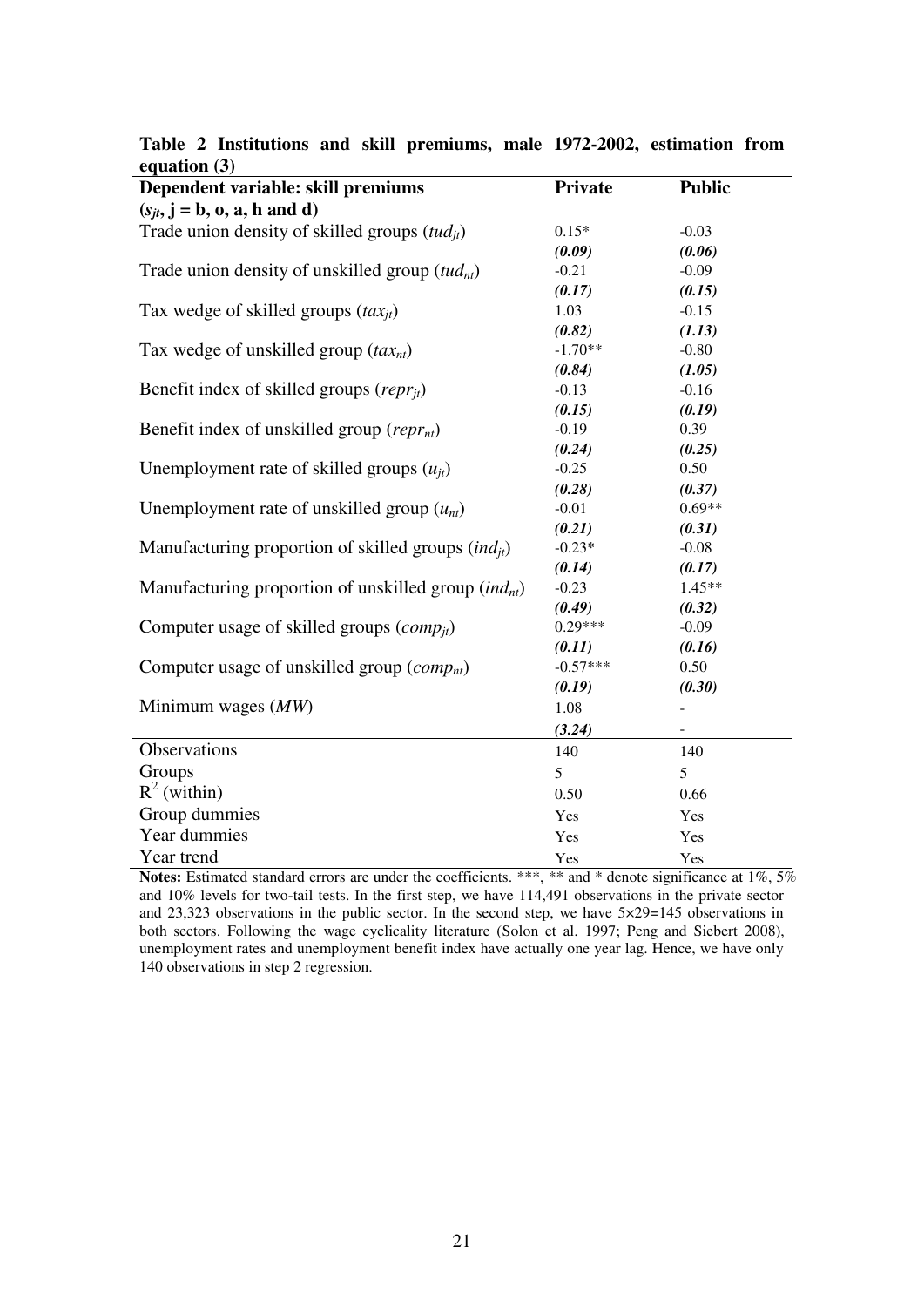**Table 2 Institutions and skill premiums, male 1972-2002, estimation from equation (3)**

| Dependent variable: skill premiums ($s_{jt}$, j = b, o, a, h and d) | Private | Public |
|---|---|---|
| Trade union density of skilled groups ($tud_{jt}$) | 0.15* | -0.03 |
| | ***(0.09)*** | ***(0.06)*** |
| Trade union density of unskilled group ($tud_{nt}$) | -0.21 | -0.09 |
| | ***(0.17)*** | ***(0.15)*** |
| Tax wedge of skilled groups ($tax_{jt}$) | 1.03 | -0.15 |
| | ***(0.82)*** | ***(1.13)*** |
| Tax wedge of unskilled group ($tax_{nt}$) | -1.70** | -0.80 |
| | ***(0.84)*** | ***(1.05)*** |
| Benefit index of skilled groups ($repr_{jt}$) | -0.13 | -0.16 |
| | ***(0.15)*** | ***(0.19)*** |
| Benefit index of unskilled group ($repr_{nt}$) | -0.19 | 0.39 |
| | ***(0.24)*** | ***(0.25)*** |
| Unemployment rate of skilled groups ($u_{jt}$) | -0.25 | 0.50 |
| | ***(0.28)*** | ***(0.37)*** |
| Unemployment rate of unskilled group ($u_{nt}$) | -0.01 | 0.69** |
| | ***(0.21)*** | ***(0.31)*** |
| Manufacturing proportion of skilled groups ($ind_{jt}$) | -0.23* | -0.08 |
| | ***(0.14)*** | ***(0.17)*** |
| Manufacturing proportion of unskilled group ($ind_{nt}$) | -0.23 | 1.45** |
| | ***(0.49)*** | ***(0.32)*** |
| Computer usage of skilled groups ($comp_{jt}$) | 0.29*** | -0.09 |
| | ***(0.11)*** | ***(0.16)*** |
| Computer usage of unskilled group ($comp_{nt}$) | -0.57*** | 0.50 |
| | ***(0.19)*** | ***(0.30)*** |
| Minimum wages ($MW$) | 1.08 | - |
| | ***(3.24)*** | - |
| Observations | 140 | 140 |
| Groups | 5 | 5 |
| $R^2$ (within) | 0.50 | 0.66 |
| Group dummies | Yes | Yes |
| Year dummies | Yes | Yes |
| Year trend | Yes | Yes |

**Notes:** Estimated standard errors are under the coefficients. ***, ** and * denote significance at 1%, 5% and 10% levels for two-tail tests. In the first step, we have 114,491 observations in the private sector and 23,323 observations in the public sector. In the second step, we have 5×29=145 observations in both sectors. Following the wage cyclicality literature (Solon et al. 1997; Peng and Siebert 2008), unemployment rates and unemployment benefit index have actually one year lag. Hence, we have only 140 observations in step 2 regression.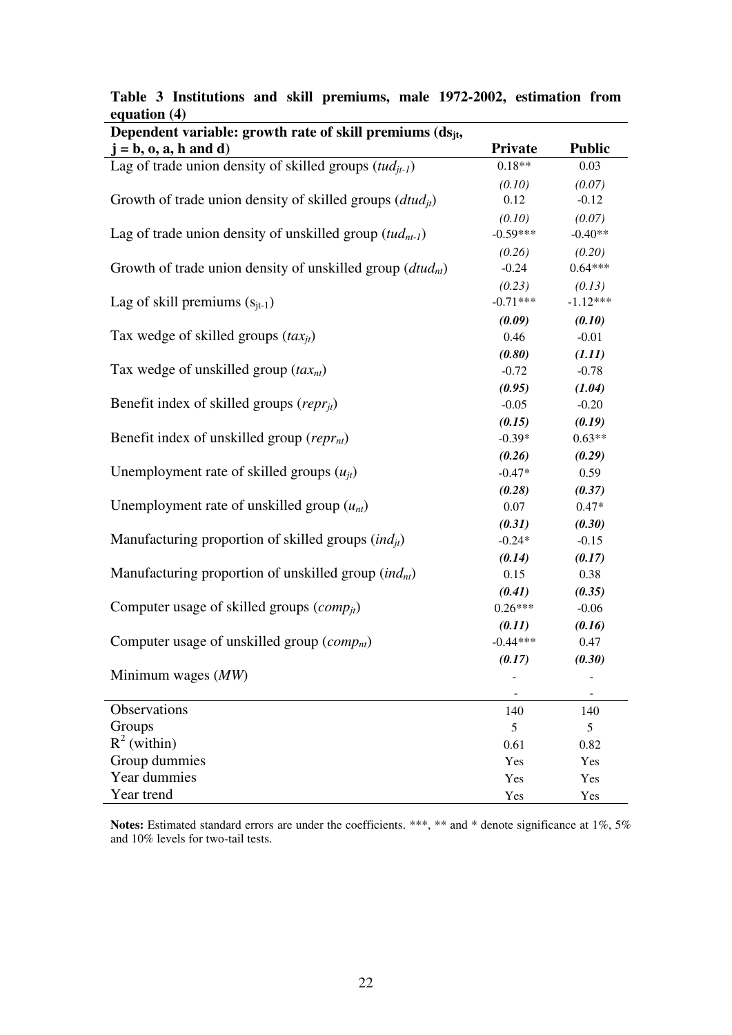**Table 3 Institutions and skill premiums, male 1972-2002, estimation from equation (4)**

| Dependent variable: growth rate of skill premiums ($ds_{jt}$, $j$ = b, o, a, h and d) | Private | Public |
|---|---|---|
| Lag of trade union density of skilled groups ($tud_{jt-1}$) | 0.18** | 0.03 |
| | *(0.10)* | *(0.07)* |
| Growth of trade union density of skilled groups ($dtud_{jt}$) | 0.12 | -0.12 |
| | *(0.10)* | *(0.07)* |
| Lag of trade union density of unskilled group ($tud_{nt-1}$) | -0.59*** | -0.40** |
| | *(0.26)* | *(0.20)* |
| Growth of trade union density of unskilled group ($dtud_{nt}$) | -0.24 | 0.64*** |
| | *(0.23)* | *(0.13)* |
| Lag of skill premiums ($s_{jt-1}$) | -0.71*** | -1.12*** |
| | ***(0.09)*** | ***(0.10)*** |
| Tax wedge of skilled groups ($tax_{jt}$) | 0.46 | -0.01 |
| | ***(0.80)*** | ***(1.11)*** |
| Tax wedge of unskilled group ($tax_{nt}$) | -0.72 | -0.78 |
| | ***(0.95)*** | ***(1.04)*** |
| Benefit index of skilled groups ($repr_{jt}$) | -0.05 | -0.20 |
| | ***(0.15)*** | ***(0.19)*** |
| Benefit index of unskilled group ($repr_{nt}$) | -0.39* | 0.63** |
| | ***(0.26)*** | ***(0.29)*** |
| Unemployment rate of skilled groups ($u_{jt}$) | -0.47* | 0.59 |
| | ***(0.28)*** | ***(0.37)*** |
| Unemployment rate of unskilled group ($u_{nt}$) | 0.07 | 0.47* |
| | ***(0.31)*** | ***(0.30)*** |
| Manufacturing proportion of skilled groups ($ind_{jt}$) | -0.24* | -0.15 |
| | ***(0.14)*** | ***(0.17)*** |
| Manufacturing proportion of unskilled group ($ind_{nt}$) | 0.15 | 0.38 |
| | ***(0.41)*** | ***(0.35)*** |
| Computer usage of skilled groups ($comp_{jt}$) | 0.26*** | -0.06 |
| | ***(0.11)*** | ***(0.16)*** |
| Computer usage of unskilled group ($comp_{nt}$) | -0.44*** | 0.47 |
| | ***(0.17)*** | ***(0.30)*** |
| Minimum wages (*MW*) | - | - |
| | - | - |
| Observations | 140 | 140 |
| Groups | 5 | 5 |
| $R^2$ (within) | 0.61 | 0.82 |
| Group dummies | Yes | Yes |
| Year dummies | Yes | Yes |
| Year trend | Yes | Yes |

**Notes:** Estimated standard errors are under the coefficients. ***, ** and * denote significance at 1%, 5% and 10% levels for two-tail tests.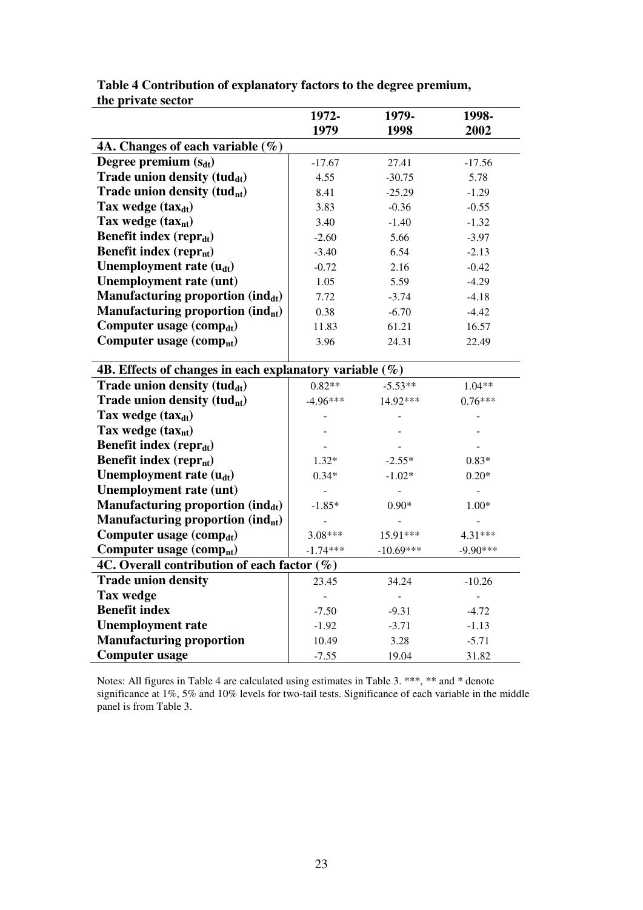**Table 4 Contribution of explanatory factors to the degree premium, the private sector**

| | 1972-1979 | 1979-1998 | 1998-2002 |
|---|---|---|---|
| **4A. Changes of each variable (%)** | | | |
| **Degree premium ($s_{dt}$)** | -17.67 | 27.41 | -17.56 |
| **Trade union density ($tud_{dt}$)** | 4.55 | -30.75 | 5.78 |
| **Trade union density ($tud_{nt}$)** | 8.41 | -25.29 | -1.29 |
| **Tax wedge ($tax_{dt}$)** | 3.83 | -0.36 | -0.55 |
| **Tax wedge ($tax_{nt}$)** | 3.40 | -1.40 | -1.32 |
| **Benefit index ($repr_{dt}$)** | -2.60 | 5.66 | -3.97 |
| **Benefit index ($repr_{nt}$)** | -3.40 | 6.54 | -2.13 |
| **Unemployment rate ($u_{dt}$)** | -0.72 | 2.16 | -0.42 |
| **Unemployment rate (unt)** | 1.05 | 5.59 | -4.29 |
| **Manufacturing proportion ($ind_{dt}$)** | 7.72 | -3.74 | -4.18 |
| **Manufacturing proportion ($ind_{nt}$)** | 0.38 | -6.70 | -4.42 |
| **Computer usage ($comp_{dt}$)** | 11.83 | 61.21 | 16.57 |
| **Computer usage ($comp_{nt}$)** | 3.96 | 24.31 | 22.49 |
| **4B. Effects of changes in each explanatory variable (%)** | | | |
| **Trade union density ($tud_{dt}$)** | 0.82** | -5.53** | 1.04** |
| **Trade union density ($tud_{nt}$)** | -4.96*** | 14.92*** | 0.76*** |
| **Tax wedge ($tax_{dt}$)** | - | - | - |
| **Tax wedge ($tax_{nt}$)** | - | - | - |
| **Benefit index ($repr_{dt}$)** | - | - | - |
| **Benefit index ($repr_{nt}$)** | 1.32* | -2.55* | 0.83* |
| **Unemployment rate ($u_{dt}$)** | 0.34* | -1.02* | 0.20* |
| **Unemployment rate (unt)** | - | - | - |
| **Manufacturing proportion ($ind_{dt}$)** | -1.85* | 0.90* | 1.00* |
| **Manufacturing proportion ($ind_{nt}$)** | - | - | - |
| **Computer usage ($comp_{dt}$)** | 3.08*** | 15.91*** | 4.31*** |
| **Computer usage ($comp_{nt}$)** | -1.74*** | -10.69*** | -9.90*** |
| **4C. Overall contribution of each factor (%)** | | | |
| **Trade union density** | 23.45 | 34.24 | -10.26 |
| **Tax wedge** | - | - | - |
| **Benefit index** | -7.50 | -9.31 | -4.72 |
| **Unemployment rate** | -1.92 | -3.71 | -1.13 |
| **Manufacturing proportion** | 10.49 | 3.28 | -5.71 |
| **Computer usage** | -7.55 | 19.04 | 31.82 |

Notes: All figures in Table 4 are calculated using estimates in Table 3. ***, ** and * denote significance at 1%, 5% and 10% levels for two-tail tests. Significance of each variable in the middle panel is from Table 3.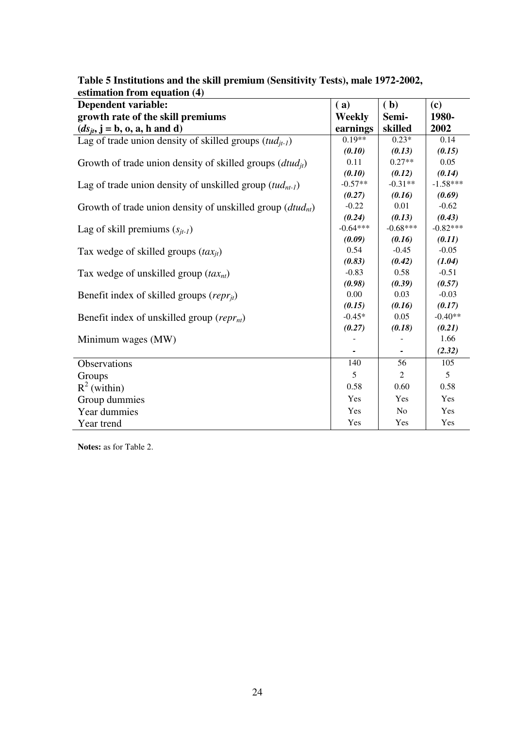**Table 5 Institutions and the skill premium (Sensitivity Tests), male 1972-2002, estimation from equation (4)**

| **Dependent variable: growth rate of the skill premiums ($ds_{jt}$, j = b, o, a, h and d)** | **( a) Weekly earnings** | **( b) Semi-skilled** | **(c) 1980-2002** |
|---|---|---|---|
| Lag of trade union density of skilled groups ($tud_{jt-1}$) | 0.19** | 0.23* | 0.14 |
| | ***(0.10)*** | ***(0.13)*** | ***(0.15)*** |
| Growth of trade union density of skilled groups ($dtud_{jt}$) | 0.11 | 0.27** | 0.05 |
| | ***(0.10)*** | ***(0.12)*** | ***(0.14)*** |
| Lag of trade union density of unskilled group ($tud_{nt-1}$) | -0.57** | -0.31** | -1.58*** |
| | ***(0.27)*** | ***(0.16)*** | ***(0.69)*** |
| Growth of trade union density of unskilled group ($dtud_{nt}$) | -0.22 | 0.01 | -0.62 |
| | ***(0.24)*** | ***(0.13)*** | ***(0.43)*** |
| Lag of skill premiums ($s_{jt-1}$) | -0.64*** | -0.68*** | -0.82*** |
| | ***(0.09)*** | ***(0.16)*** | ***(0.11)*** |
| Tax wedge of skilled groups ($tax_{jt}$) | 0.54 | -0.45 | -0.05 |
| | ***(0.83)*** | ***(0.42)*** | ***(1.04)*** |
| Tax wedge of unskilled group ($tax_{nt}$) | -0.83 | 0.58 | -0.51 |
| | ***(0.98)*** | ***(0.39)*** | ***(0.57)*** |
| Benefit index of skilled groups ($repr_{jt}$) | 0.00 | 0.03 | -0.03 |
| | ***(0.15)*** | ***(0.16)*** | ***(0.17)*** |
| Benefit index of unskilled group ($repr_{nt}$) | -0.45* | 0.05 | -0.40** |
| | ***(0.27)*** | ***(0.18)*** | ***(0.21)*** |
| Minimum wages (MW) | - | - | 1.66 |
| | - | - | ***(2.32)*** |
| Observations | 140 | 56 | 105 |
| Groups | 5 | 2 | 5 |
| $R^2$ (within) | 0.58 | 0.60 | 0.58 |
| Group dummies | Yes | Yes | Yes |
| Year dummies | Yes | No | Yes |
| Year trend | Yes | Yes | Yes |

**Notes:** as for Table 2.